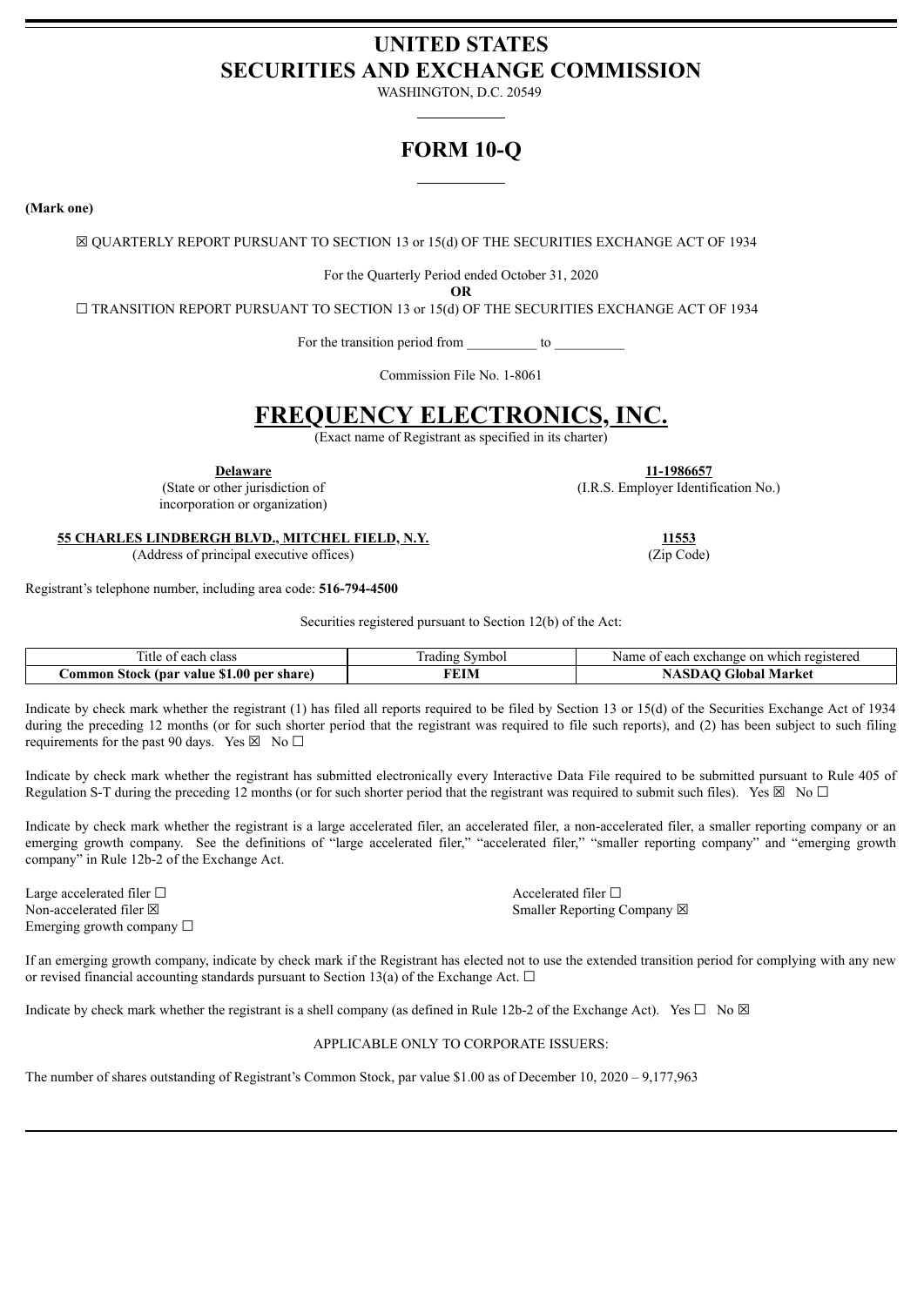# UNITED STATES
# SECURITIES AND EXCHANGE COMMISSION

WASHINGTON, D.C. 20549

## FORM 10-Q

**(Mark one)**

☒ QUARTERLY REPORT PURSUANT TO SECTION 13 or 15(d) OF THE SECURITIES EXCHANGE ACT OF 1934

For the Quarterly Period ended October 31, 2020

**OR**

☐ TRANSITION REPORT PURSUANT TO SECTION 13 or 15(d) OF THE SECURITIES EXCHANGE ACT OF 1934

For the transition period from __________ to __________

Commission File No. 1-8061

# FREQUENCY ELECTRONICS, INC.

(Exact name of Registrant as specified in its charter)

| | |
|---|---|
| **Delaware** | **11-1986657** |
| (State or other jurisdiction of incorporation or organization) | (I.R.S. Employer Identification No.) |
| **55 CHARLES LINDBERGH BLVD., MITCHEL FIELD, N.Y.** | **11553** |
| (Address of principal executive offices) | (Zip Code) |

Registrant's telephone number, including area code: **516-794-4500**

Securities registered pursuant to Section 12(b) of the Act:

| Title of each class | Trading Symbol | Name of each exchange on which registered |
|---|---|---|
| **Common Stock (par value $1.00 per share)** | **FEIM** | **NASDAQ Global Market** |

Indicate by check mark whether the registrant (1) has filed all reports required to be filed by Section 13 or 15(d) of the Securities Exchange Act of 1934 during the preceding 12 months (or for such shorter period that the registrant was required to file such reports), and (2) has been subject to such filing requirements for the past 90 days. Yes ☒ No ☐

Indicate by check mark whether the registrant has submitted electronically every Interactive Data File required to be submitted pursuant to Rule 405 of Regulation S-T during the preceding 12 months (or for such shorter period that the registrant was required to submit such files). Yes ☒ No ☐

Indicate by check mark whether the registrant is a large accelerated filer, an accelerated filer, a non-accelerated filer, a smaller reporting company or an emerging growth company. See the definitions of "large accelerated filer," "accelerated filer," "smaller reporting company" and "emerging growth company" in Rule 12b-2 of the Exchange Act.

| | |
|---|---|
| Large accelerated filer ☐ | Accelerated filer ☐ |
| Non-accelerated filer ☒ | Smaller Reporting Company ☒ |
| Emerging growth company ☐ | |

If an emerging growth company, indicate by check mark if the Registrant has elected not to use the extended transition period for complying with any new or revised financial accounting standards pursuant to Section 13(a) of the Exchange Act. ☐

Indicate by check mark whether the registrant is a shell company (as defined in Rule 12b-2 of the Exchange Act). Yes ☐ No ☒

APPLICABLE ONLY TO CORPORATE ISSUERS:

The number of shares outstanding of Registrant's Common Stock, par value $1.00 as of December 10, 2020 – 9,177,963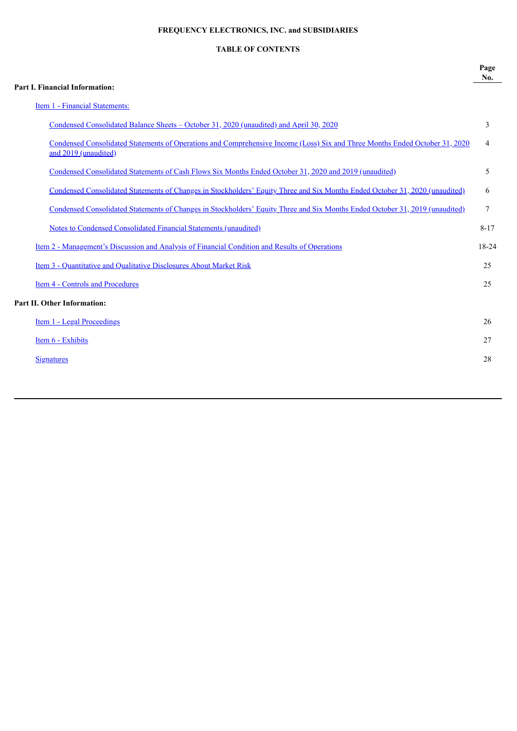**FREQUENCY ELECTRONICS, INC. and SUBSIDIARIES**

**TABLE OF CONTENTS**

| | Page No. |
|---|---|
| **Part I. Financial Information:** | |
| Item 1 - Financial Statements: | |
| Condensed Consolidated Balance Sheets – October 31, 2020 (unaudited) and April 30, 2020 | 3 |
| Condensed Consolidated Statements of Operations and Comprehensive Income (Loss) Six and Three Months Ended October 31, 2020 and 2019 (unaudited) | 4 |
| Condensed Consolidated Statements of Cash Flows Six Months Ended October 31, 2020 and 2019 (unaudited) | 5 |
| Condensed Consolidated Statements of Changes in Stockholders' Equity Three and Six Months Ended October 31, 2020 (unaudited) | 6 |
| Condensed Consolidated Statements of Changes in Stockholders' Equity Three and Six Months Ended October 31, 2019 (unaudited) | 7 |
| Notes to Condensed Consolidated Financial Statements (unaudited) | 8-17 |
| Item 2 - Management's Discussion and Analysis of Financial Condition and Results of Operations | 18-24 |
| Item 3 - Quantitative and Qualitative Disclosures About Market Risk | 25 |
| Item 4 - Controls and Procedures | 25 |
| **Part II. Other Information:** | |
| Item 1 - Legal Proceedings | 26 |
| Item 6 - Exhibits | 27 |
| Signatures | 28 |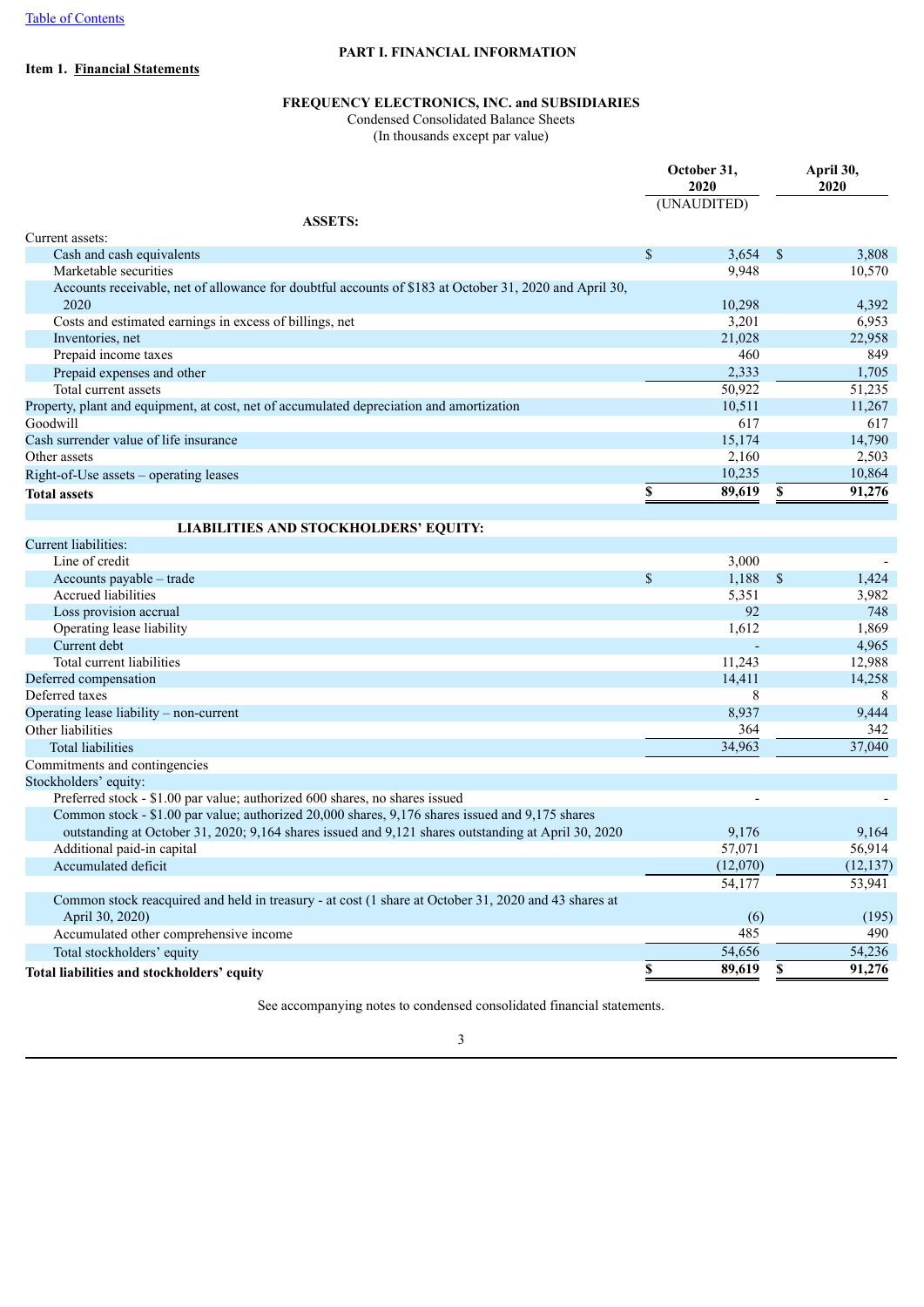[Table of Contents](#)

**PART I. FINANCIAL INFORMATION**

**Item 1. Financial Statements**

**FREQUENCY ELECTRONICS, INC. and SUBSIDIARIES**

Condensed Consolidated Balance Sheets

(In thousands except par value)

| | October 31, 2020 (UNAUDITED) | April 30, 2020 |
|---|---|---|
| **ASSETS:** | | |
| Current assets: | | |
| Cash and cash equivalents | $ 3,654 | $ 3,808 |
| Marketable securities | 9,948 | 10,570 |
| Accounts receivable, net of allowance for doubtful accounts of $183 at October 31, 2020 and April 30, 2020 | 10,298 | 4,392 |
| Costs and estimated earnings in excess of billings, net | 3,201 | 6,953 |
| Inventories, net | 21,028 | 22,958 |
| Prepaid income taxes | 460 | 849 |
| Prepaid expenses and other | 2,333 | 1,705 |
| Total current assets | 50,922 | 51,235 |
| Property, plant and equipment, at cost, net of accumulated depreciation and amortization | 10,511 | 11,267 |
| Goodwill | 617 | 617 |
| Cash surrender value of life insurance | 15,174 | 14,790 |
| Other assets | 2,160 | 2,503 |
| Right-of-Use assets – operating leases | 10,235 | 10,864 |
| **Total assets** | **$ 89,619** | **$ 91,276** |
| | | |
| **LIABILITIES AND STOCKHOLDERS' EQUITY:** | | |
| Current liabilities: | | |
| Line of credit | 3,000 | - |
| Accounts payable – trade | $ 1,188 | $ 1,424 |
| Accrued liabilities | 5,351 | 3,982 |
| Loss provision accrual | 92 | 748 |
| Operating lease liability | 1,612 | 1,869 |
| Current debt | - | 4,965 |
| Total current liabilities | 11,243 | 12,988 |
| Deferred compensation | 14,411 | 14,258 |
| Deferred taxes | 8 | 8 |
| Operating lease liability – non-current | 8,937 | 9,444 |
| Other liabilities | 364 | 342 |
| Total liabilities | 34,963 | 37,040 |
| Commitments and contingencies | | |
| Stockholders' equity: | | |
| Preferred stock - $1.00 par value; authorized 600 shares, no shares issued | - | - |
| Common stock - $1.00 par value; authorized 20,000 shares, 9,176 shares issued and 9,175 shares outstanding at October 31, 2020; 9,164 shares issued and 9,121 shares outstanding at April 30, 2020 | 9,176 | 9,164 |
| Additional paid-in capital | 57,071 | 56,914 |
| Accumulated deficit | (12,070) | (12,137) |
| | 54,177 | 53,941 |
| Common stock reacquired and held in treasury - at cost (1 share at October 31, 2020 and 43 shares at April 30, 2020) | (6) | (195) |
| Accumulated other comprehensive income | 485 | 490 |
| Total stockholders' equity | 54,656 | 54,236 |
| **Total liabilities and stockholders' equity** | **$ 89,619** | **$ 91,276** |

See accompanying notes to condensed consolidated financial statements.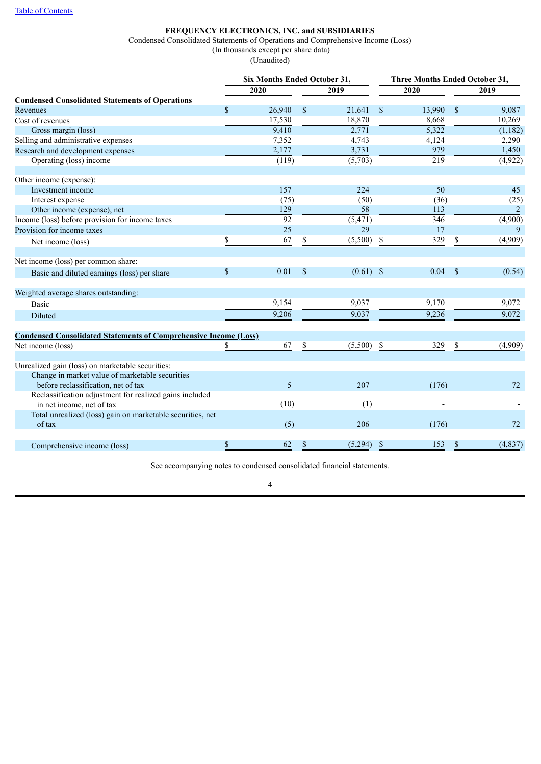**FREQUENCY ELECTRONICS, INC. and SUBSIDIARIES**

Condensed Consolidated Statements of Operations and Comprehensive Income (Loss)

(In thousands except per share data)

(Unaudited)

| | Six Months Ended October 31, | | Three Months Ended October 31, | |
|---|---|---|---|---|
| | 2020 | 2019 | 2020 | 2019 |
| **Condensed Consolidated Statements of Operations** | | | | |
| Revenues | $ 26,940 | $ 21,641 | $ 13,990 | $ 9,087 |
| Cost of revenues | 17,530 | 18,870 | 8,668 | 10,269 |
| Gross margin (loss) | 9,410 | 2,771 | 5,322 | (1,182) |
| Selling and administrative expenses | 7,352 | 4,743 | 4,124 | 2,290 |
| Research and development expenses | 2,177 | 3,731 | 979 | 1,450 |
| Operating (loss) income | (119) | (5,703) | 219 | (4,922) |
| | | | | |
| Other income (expense): | | | | |
| Investment income | 157 | 224 | 50 | 45 |
| Interest expense | (75) | (50) | (36) | (25) |
| Other income (expense), net | 129 | 58 | 113 | 2 |
| Income (loss) before provision for income taxes | 92 | (5,471) | 346 | (4,900) |
| Provision for income taxes | 25 | 29 | 17 | 9 |
| Net income (loss) | $ 67 | $ (5,500) | $ 329 | $ (4,909) |
| | | | | |
| Net income (loss) per common share: | | | | |
| Basic and diluted earnings (loss) per share | $ 0.01 | $ (0.61) | $ 0.04 | $ (0.54) |
| | | | | |
| Weighted average shares outstanding: | | | | |
| Basic | 9,154 | 9,037 | 9,170 | 9,072 |
| Diluted | 9,206 | 9,037 | 9,236 | 9,072 |
| | | | | |
| **Condensed Consolidated Statements of Comprehensive Income (Loss)** | | | | |
| Net income (loss) | $ 67 | $ (5,500) | $ 329 | $ (4,909) |
| | | | | |
| Unrealized gain (loss) on marketable securities: | | | | |
| Change in market value of marketable securities before reclassification, net of tax | 5 | 207 | (176) | 72 |
| Reclassification adjustment for realized gains included in net income, net of tax | (10) | (1) | - | - |
| Total unrealized (loss) gain on marketable securities, net of tax | (5) | 206 | (176) | 72 |
| | | | | |
| Comprehensive income (loss) | $ 62 | $ (5,294) | $ 153 | $ (4,837) |

See accompanying notes to condensed consolidated financial statements.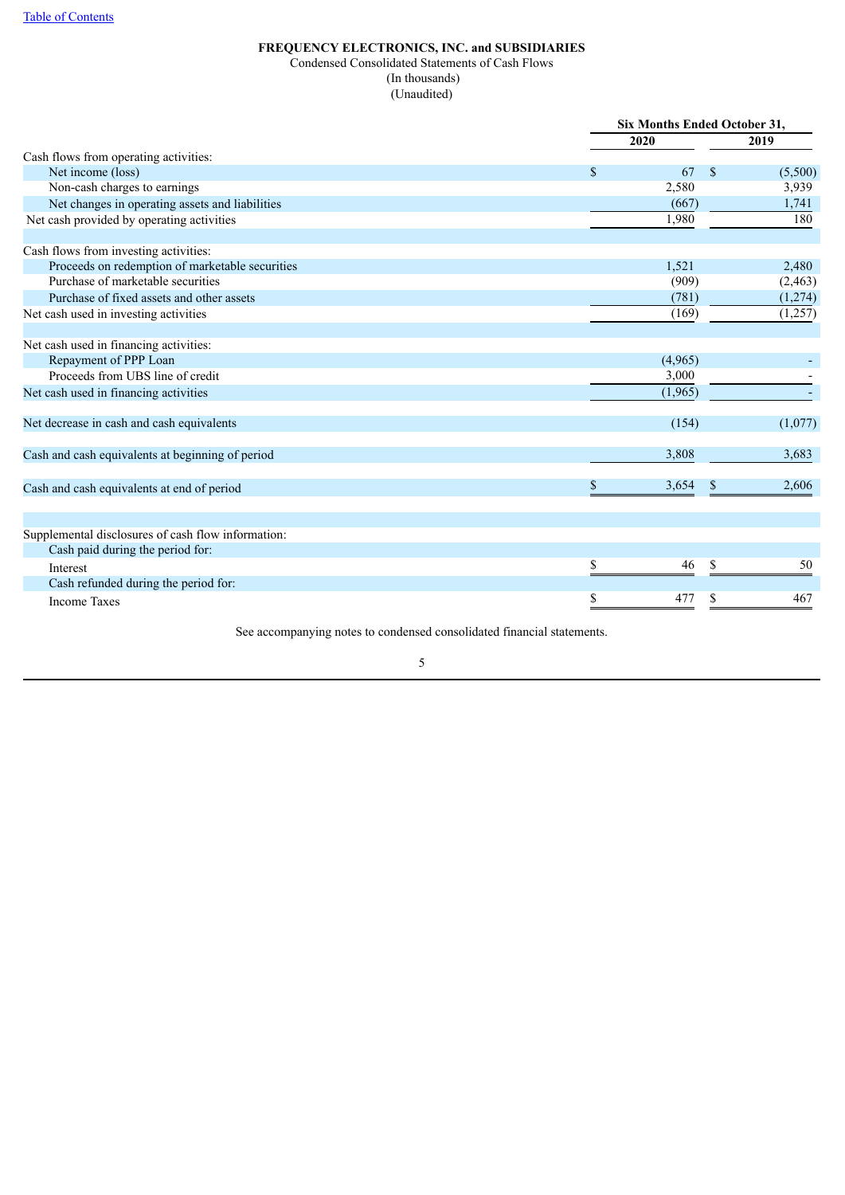**FREQUENCY ELECTRONICS, INC. and SUBSIDIARIES**

Condensed Consolidated Statements of Cash Flows

(In thousands)

(Unaudited)

| | Six Months Ended October 31, | |
|---|---|---|
| | 2020 | 2019 |
| Cash flows from operating activities: | | |
| Net income (loss) | $ 67 | $ (5,500) |
| Non-cash charges to earnings | 2,580 | 3,939 |
| Net changes in operating assets and liabilities | (667) | 1,741 |
| Net cash provided by operating activities | 1,980 | 180 |
| | | |
| Cash flows from investing activities: | | |
| Proceeds on redemption of marketable securities | 1,521 | 2,480 |
| Purchase of marketable securities | (909) | (2,463) |
| Purchase of fixed assets and other assets | (781) | (1,274) |
| Net cash used in investing activities | (169) | (1,257) |
| | | |
| Net cash used in financing activities: | | |
| Repayment of PPP Loan | (4,965) | - |
| Proceeds from UBS line of credit | 3,000 | - |
| Net cash used in financing activities | (1,965) | - |
| | | |
| Net decrease in cash and cash equivalents | (154) | (1,077) |
| | | |
| Cash and cash equivalents at beginning of period | 3,808 | 3,683 |
| | | |
| Cash and cash equivalents at end of period | $ 3,654 | $ 2,606 |
| | | |
| Supplemental disclosures of cash flow information: | | |
| Cash paid during the period for: | | |
| Interest | $ 46 | $ 50 |
| Cash refunded during the period for: | | |
| Income Taxes | $ 477 | $ 467 |

See accompanying notes to condensed consolidated financial statements.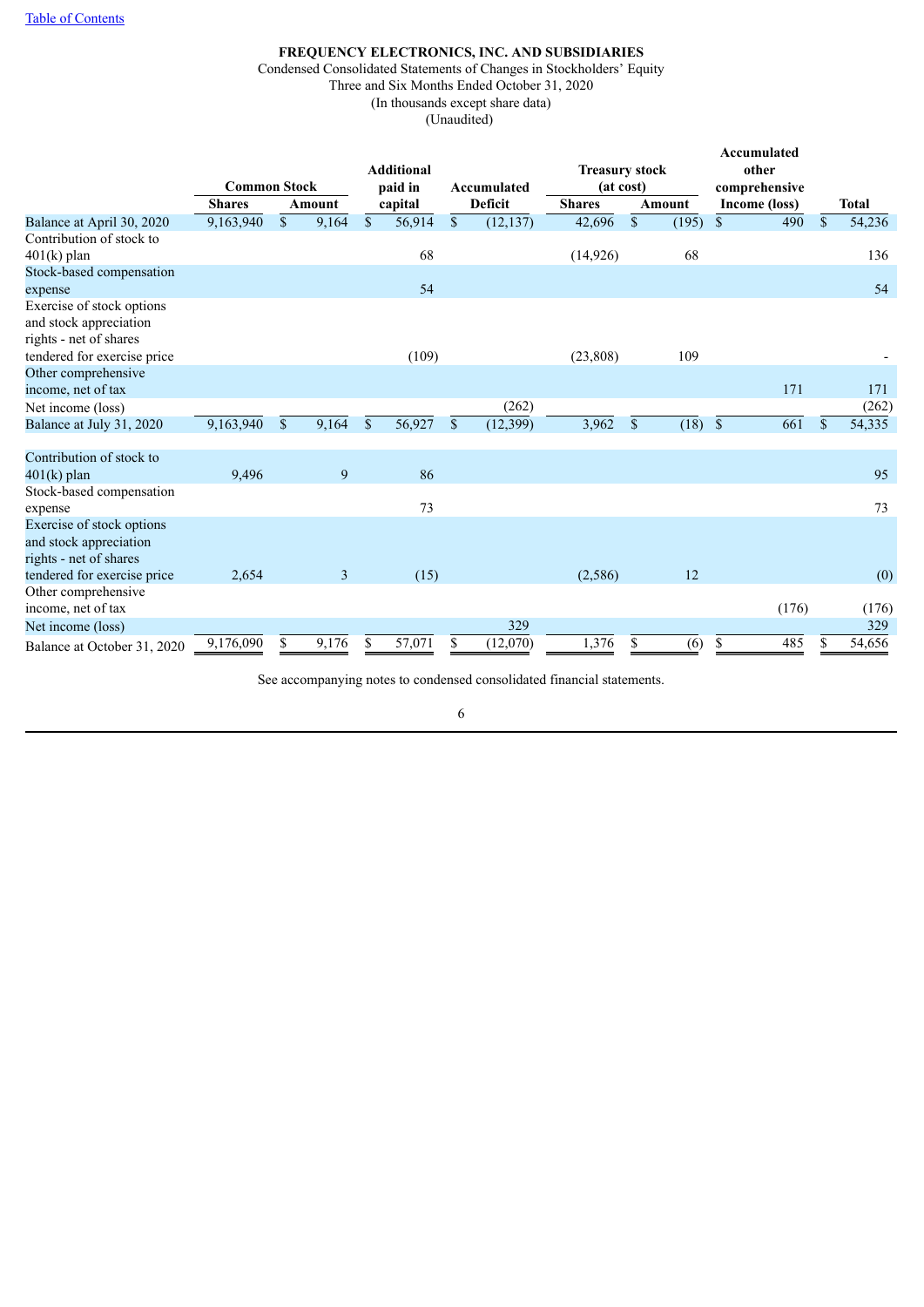[Table of Contents](#)

**FREQUENCY ELECTRONICS, INC. AND SUBSIDIARIES**

Condensed Consolidated Statements of Changes in Stockholders' Equity
Three and Six Months Ended October 31, 2020
(In thousands except share data)
(Unaudited)

| | Common Stock | | Additional paid in capital | Accumulated Deficit | Treasury stock (at cost) | | Accumulated other comprehensive Income (loss) | Total |
|---|---|---|---|---|---|---|---|---|
| | Shares | Amount | | | Shares | Amount | | |
| Balance at April 30, 2020 | 9,163,940 | $ 9,164 | $ 56,914 | $ (12,137) | 42,696 | $ (195) | $ 490 | $ 54,236 |
| Contribution of stock to 401(k) plan | | | 68 | | (14,926) | 68 | | 136 |
| Stock-based compensation expense | | | 54 | | | | | 54 |
| Exercise of stock options and stock appreciation rights - net of shares tendered for exercise price | | | (109) | | (23,808) | 109 | | - |
| Other comprehensive income, net of tax | | | | | | | 171 | 171 |
| Net income (loss) | | | | (262) | | | | (262) |
| Balance at July 31, 2020 | 9,163,940 | $ 9,164 | $ 56,927 | $ (12,399) | 3,962 | $ (18) | $ 661 | $ 54,335 |
| Contribution of stock to 401(k) plan | 9,496 | 9 | 86 | | | | | 95 |
| Stock-based compensation expense | | | 73 | | | | | 73 |
| Exercise of stock options and stock appreciation rights - net of shares tendered for exercise price | 2,654 | 3 | (15) | | (2,586) | 12 | | (0) |
| Other comprehensive income, net of tax | | | | | | | (176) | (176) |
| Net income (loss) | | | | 329 | | | | 329 |
| Balance at October 31, 2020 | 9,176,090 | $ 9,176 | $ 57,071 | $ (12,070) | 1,376 | $ (6) | $ 485 | $ 54,656 |

See accompanying notes to condensed consolidated financial statements.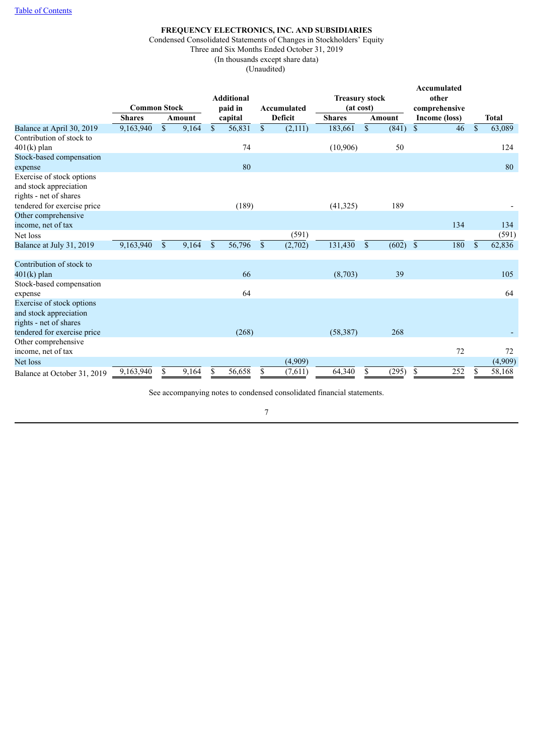[Table of Contents](#)

**FREQUENCY ELECTRONICS, INC. AND SUBSIDIARIES**

Condensed Consolidated Statements of Changes in Stockholders' Equity

Three and Six Months Ended October 31, 2019

(In thousands except share data)

(Unaudited)

| | Common Stock | | Additional paid in capital | Accumulated Deficit | Treasury stock (at cost) | | Accumulated other comprehensive Income (loss) | Total |
|---|---|---|---|---|---|---|---|---|
| | Shares | Amount | | | Shares | Amount | | |
| Balance at April 30, 2019 | 9,163,940 | $ 9,164 | $ 56,831 | $ (2,111) | 183,661 | $ (841) | $ 46 | $ 63,089 |
| Contribution of stock to 401(k) plan | | | 74 | | (10,906) | 50 | | 124 |
| Stock-based compensation expense | | | 80 | | | | | 80 |
| Exercise of stock options and stock appreciation rights - net of shares tendered for exercise price | | | (189) | | (41,325) | 189 | | - |
| Other comprehensive income, net of tax | | | | | | | 134 | 134 |
| Net loss | | | | (591) | | | | (591) |
| Balance at July 31, 2019 | 9,163,940 | $ 9,164 | $ 56,796 | $ (2,702) | 131,430 | $ (602) | $ 180 | $ 62,836 |
| Contribution of stock to 401(k) plan | | | 66 | | (8,703) | 39 | | 105 |
| Stock-based compensation expense | | | 64 | | | | | 64 |
| Exercise of stock options and stock appreciation rights - net of shares tendered for exercise price | | | (268) | | (58,387) | 268 | | - |
| Other comprehensive income, net of tax | | | | | | | 72 | 72 |
| Net loss | | | | (4,909) | | | | (4,909) |
| Balance at October 31, 2019 | 9,163,940 | $ 9,164 | $ 56,658 | $ (7,611) | 64,340 | $ (295) | $ 252 | $ 58,168 |

See accompanying notes to condensed consolidated financial statements.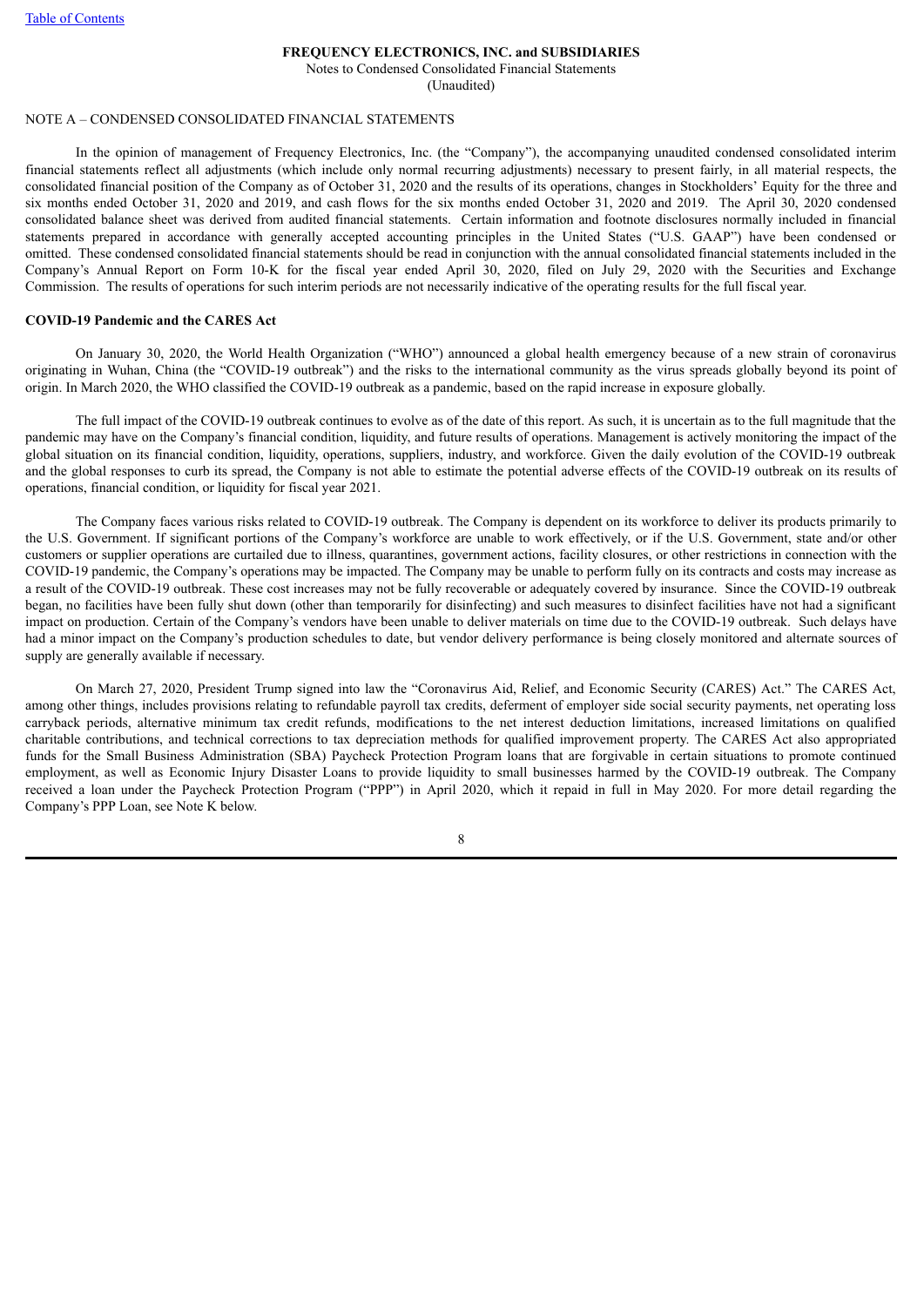**FREQUENCY ELECTRONICS, INC. and SUBSIDIARIES**

Notes to Condensed Consolidated Financial Statements

(Unaudited)

NOTE A – CONDENSED CONSOLIDATED FINANCIAL STATEMENTS

In the opinion of management of Frequency Electronics, Inc. (the "Company"), the accompanying unaudited condensed consolidated interim financial statements reflect all adjustments (which include only normal recurring adjustments) necessary to present fairly, in all material respects, the consolidated financial position of the Company as of October 31, 2020 and the results of its operations, changes in Stockholders' Equity for the three and six months ended October 31, 2020 and 2019, and cash flows for the six months ended October 31, 2020 and 2019. The April 30, 2020 condensed consolidated balance sheet was derived from audited financial statements. Certain information and footnote disclosures normally included in financial statements prepared in accordance with generally accepted accounting principles in the United States ("U.S. GAAP") have been condensed or omitted. These condensed consolidated financial statements should be read in conjunction with the annual consolidated financial statements included in the Company's Annual Report on Form 10-K for the fiscal year ended April 30, 2020, filed on July 29, 2020 with the Securities and Exchange Commission. The results of operations for such interim periods are not necessarily indicative of the operating results for the full fiscal year.

**COVID-19 Pandemic and the CARES Act**

On January 30, 2020, the World Health Organization ("WHO") announced a global health emergency because of a new strain of coronavirus originating in Wuhan, China (the "COVID-19 outbreak") and the risks to the international community as the virus spreads globally beyond its point of origin. In March 2020, the WHO classified the COVID-19 outbreak as a pandemic, based on the rapid increase in exposure globally.

The full impact of the COVID-19 outbreak continues to evolve as of the date of this report. As such, it is uncertain as to the full magnitude that the pandemic may have on the Company's financial condition, liquidity, and future results of operations. Management is actively monitoring the impact of the global situation on its financial condition, liquidity, operations, suppliers, industry, and workforce. Given the daily evolution of the COVID-19 outbreak and the global responses to curb its spread, the Company is not able to estimate the potential adverse effects of the COVID-19 outbreak on its results of operations, financial condition, or liquidity for fiscal year 2021.

The Company faces various risks related to COVID-19 outbreak. The Company is dependent on its workforce to deliver its products primarily to the U.S. Government. If significant portions of the Company's workforce are unable to work effectively, or if the U.S. Government, state and/or other customers or supplier operations are curtailed due to illness, quarantines, government actions, facility closures, or other restrictions in connection with the COVID-19 pandemic, the Company's operations may be impacted. The Company may be unable to perform fully on its contracts and costs may increase as a result of the COVID-19 outbreak. These cost increases may not be fully recoverable or adequately covered by insurance. Since the COVID-19 outbreak began, no facilities have been fully shut down (other than temporarily for disinfecting) and such measures to disinfect facilities have not had a significant impact on production. Certain of the Company's vendors have been unable to deliver materials on time due to the COVID-19 outbreak. Such delays have had a minor impact on the Company's production schedules to date, but vendor delivery performance is being closely monitored and alternate sources of supply are generally available if necessary.

On March 27, 2020, President Trump signed into law the "Coronavirus Aid, Relief, and Economic Security (CARES) Act." The CARES Act, among other things, includes provisions relating to refundable payroll tax credits, deferment of employer side social security payments, net operating loss carryback periods, alternative minimum tax credit refunds, modifications to the net interest deduction limitations, increased limitations on qualified charitable contributions, and technical corrections to tax depreciation methods for qualified improvement property. The CARES Act also appropriated funds for the Small Business Administration (SBA) Paycheck Protection Program loans that are forgivable in certain situations to promote continued employment, as well as Economic Injury Disaster Loans to provide liquidity to small businesses harmed by the COVID-19 outbreak. The Company received a loan under the Paycheck Protection Program ("PPP") in April 2020, which it repaid in full in May 2020. For more detail regarding the Company's PPP Loan, see Note K below.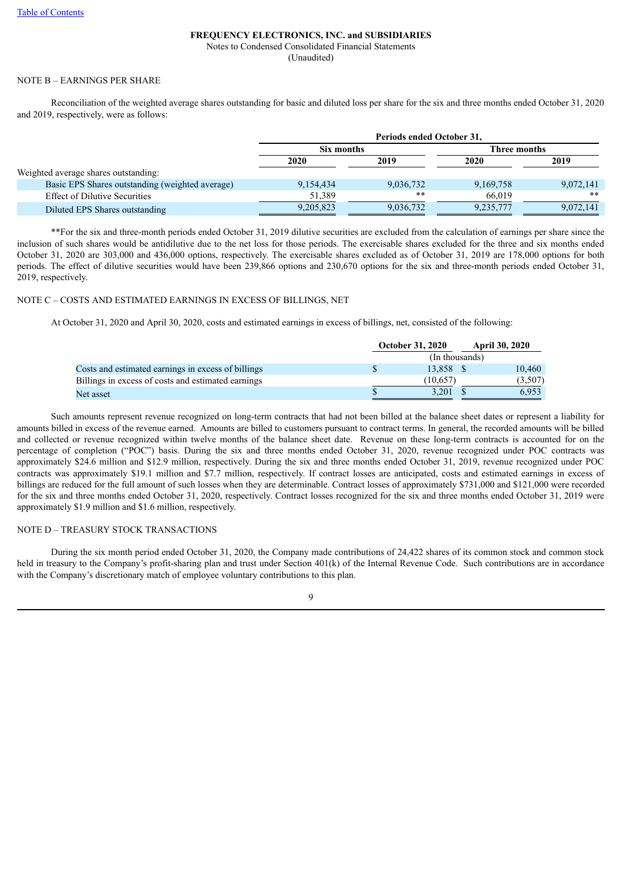**FREQUENCY ELECTRONICS, INC. and SUBSIDIARIES**
Notes to Condensed Consolidated Financial Statements
(Unaudited)

NOTE B – EARNINGS PER SHARE

Reconciliation of the weighted average shares outstanding for basic and diluted loss per share for the six and three months ended October 31, 2020 and 2019, respectively, were as follows:

| | Periods ended October 31, | | | |
|---|---|---|---|---|
| | Six months | | Three months | |
| | 2020 | 2019 | 2020 | 2019 |
| Weighted average shares outstanding: | | | | |
| Basic EPS Shares outstanding (weighted average) | 9,154,434 | 9,036,732 | 9,169,758 | 9,072,141 |
| Effect of Dilutive Securities | 51,389 | ** | 66,019 | ** |
| Diluted EPS Shares outstanding | 9,205,823 | 9,036,732 | 9,235,777 | 9,072,141 |

**For the six and three-month periods ended October 31, 2019 dilutive securities are excluded from the calculation of earnings per share since the inclusion of such shares would be antidilutive due to the net loss for those periods. The exercisable shares excluded for the three and six months ended October 31, 2020 are 303,000 and 436,000 options, respectively. The exercisable shares excluded as of October 31, 2019 are 178,000 options for both periods. The effect of dilutive securities would have been 239,866 options and 230,670 options for the six and three-month periods ended October 31, 2019, respectively.

NOTE C – COSTS AND ESTIMATED EARNINGS IN EXCESS OF BILLINGS, NET

At October 31, 2020 and April 30, 2020, costs and estimated earnings in excess of billings, net, consisted of the following:

| | October 31, 2020 | April 30, 2020 |
|---|---|---|
| | (In thousands) | |
| Costs and estimated earnings in excess of billings | $ 13,858 | $ 10,460 |
| Billings in excess of costs and estimated earnings | (10,657) | (3,507) |
| Net asset | $ 3,201 | $ 6,953 |

Such amounts represent revenue recognized on long-term contracts that had not been billed at the balance sheet dates or represent a liability for amounts billed in excess of the revenue earned. Amounts are billed to customers pursuant to contract terms. In general, the recorded amounts will be billed and collected or revenue recognized within twelve months of the balance sheet date. Revenue on these long-term contracts is accounted for on the percentage of completion ("POC") basis. During the six and three months ended October 31, 2020, revenue recognized under POC contracts was approximately $24.6 million and $12.9 million, respectively. During the six and three months ended October 31, 2019, revenue recognized under POC contracts was approximately $19.1 million and $7.7 million, respectively. If contract losses are anticipated, costs and estimated earnings in excess of billings are reduced for the full amount of such losses when they are determinable. Contract losses of approximately $731,000 and $121,000 were recorded for the six and three months ended October 31, 2020, respectively. Contract losses recognized for the six and three months ended October 31, 2019 were approximately $1.9 million and $1.6 million, respectively.

NOTE D – TREASURY STOCK TRANSACTIONS

During the six month period ended October 31, 2020, the Company made contributions of 24,422 shares of its common stock and common stock held in treasury to the Company's profit-sharing plan and trust under Section 401(k) of the Internal Revenue Code. Such contributions are in accordance with the Company's discretionary match of employee voluntary contributions to this plan.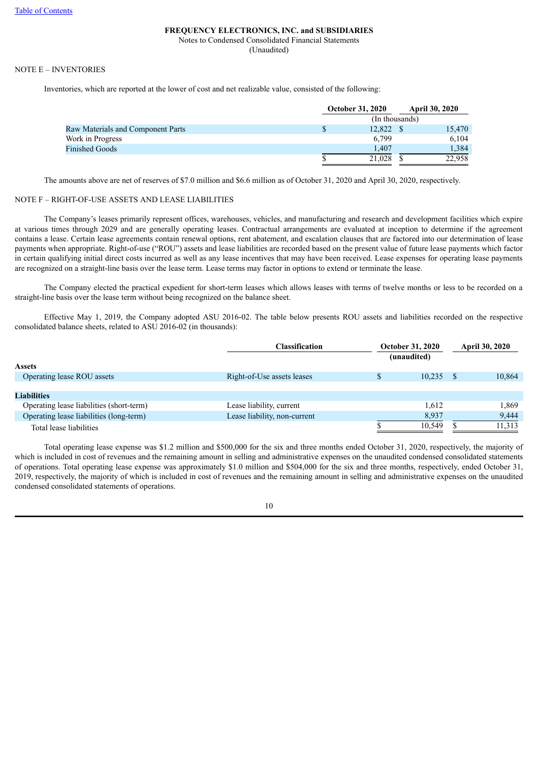FREQUENCY ELECTRONICS, INC. and SUBSIDIARIES

Notes to Condensed Consolidated Financial Statements

(Unaudited)

NOTE E – INVENTORIES

Inventories, which are reported at the lower of cost and net realizable value, consisted of the following:

| | October 31, 2020 | April 30, 2020 |
|---|---|---|
| | (In thousands) | |
| Raw Materials and Component Parts | $ 12,822 | $ 15,470 |
| Work in Progress | 6,799 | 6,104 |
| Finished Goods | 1,407 | 1,384 |
| | $ 21,028 | $ 22,958 |

The amounts above are net of reserves of $7.0 million and $6.6 million as of October 31, 2020 and April 30, 2020, respectively.

NOTE F – RIGHT-OF-USE ASSETS AND LEASE LIABILITIES

The Company's leases primarily represent offices, warehouses, vehicles, and manufacturing and research and development facilities which expire at various times through 2029 and are generally operating leases. Contractual arrangements are evaluated at inception to determine if the agreement contains a lease. Certain lease agreements contain renewal options, rent abatement, and escalation clauses that are factored into our determination of lease payments when appropriate. Right-of-use ("ROU") assets and lease liabilities are recorded based on the present value of future lease payments which factor in certain qualifying initial direct costs incurred as well as any lease incentives that may have been received. Lease expenses for operating lease payments are recognized on a straight-line basis over the lease term. Lease terms may factor in options to extend or terminate the lease.

The Company elected the practical expedient for short-term leases which allows leases with terms of twelve months or less to be recorded on a straight-line basis over the lease term without being recognized on the balance sheet.

Effective May 1, 2019, the Company adopted ASU 2016-02. The table below presents ROU assets and liabilities recorded on the respective consolidated balance sheets, related to ASU 2016-02 (in thousands):

| | Classification | October 31, 2020 (unaudited) | April 30, 2020 |
|---|---|---|---|
| **Assets** | | | |
| Operating lease ROU assets | Right-of-Use assets leases | $ 10,235 | $ 10,864 |
| | | | |
| **Liabilities** | | | |
| Operating lease liabilities (short-term) | Lease liability, current | 1,612 | 1,869 |
| Operating lease liabilities (long-term) | Lease liability, non-current | 8,937 | 9,444 |
| Total lease liabilities | | $ 10,549 | $ 11,313 |

Total operating lease expense was $1.2 million and $500,000 for the six and three months ended October 31, 2020, respectively, the majority of which is included in cost of revenues and the remaining amount in selling and administrative expenses on the unaudited condensed consolidated statements of operations. Total operating lease expense was approximately $1.0 million and $504,000 for the six and three months, respectively, ended October 31, 2019, respectively, the majority of which is included in cost of revenues and the remaining amount in selling and administrative expenses on the unaudited condensed consolidated statements of operations.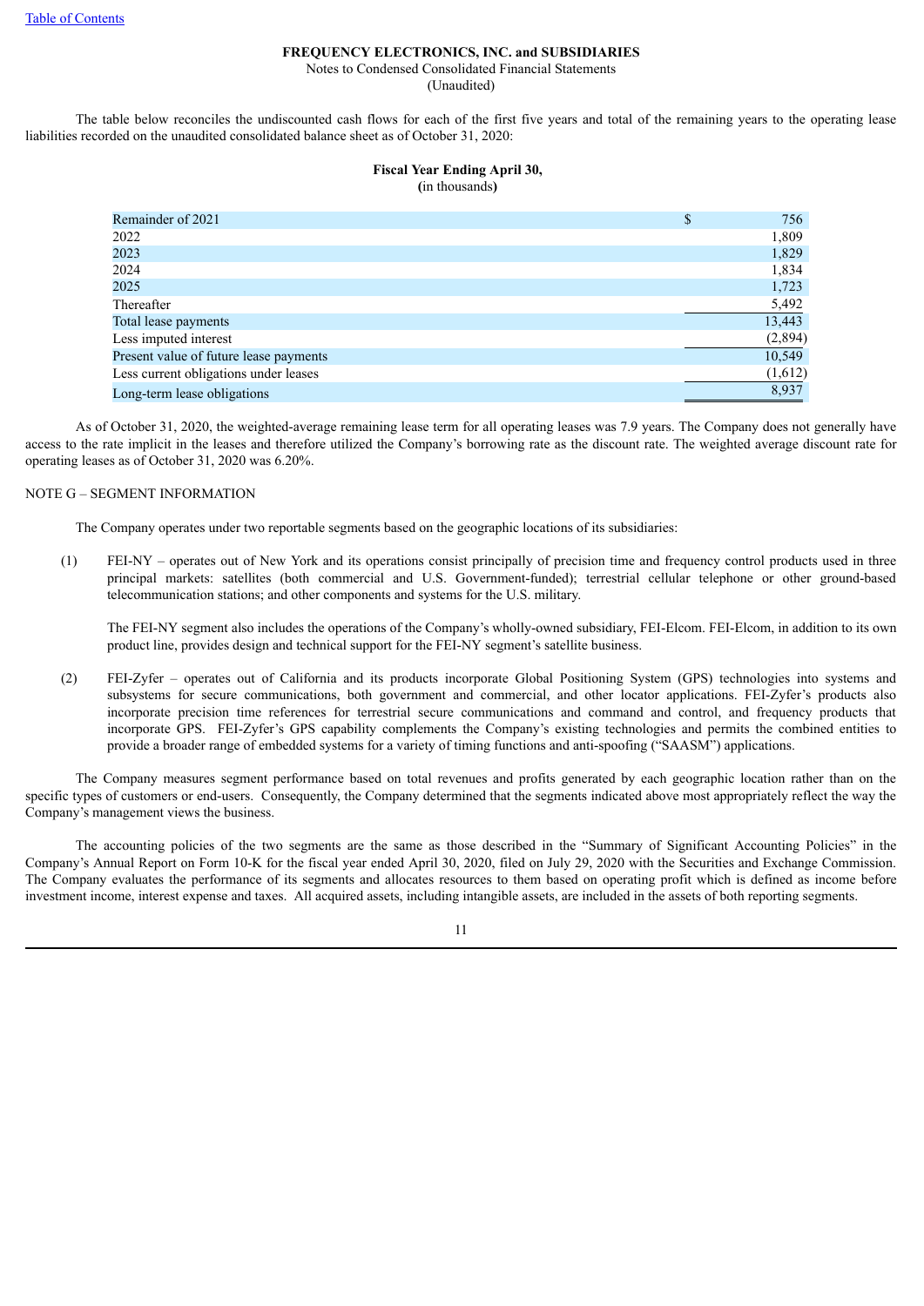**FREQUENCY ELECTRONICS, INC. and SUBSIDIARIES**

Notes to Condensed Consolidated Financial Statements

(Unaudited)

The table below reconciles the undiscounted cash flows for each of the first five years and total of the remaining years to the operating lease liabilities recorded on the unaudited consolidated balance sheet as of October 31, 2020:

**Fiscal Year Ending April 30,**
**(**in thousands**)**

| | |
|---|---|
| Remainder of 2021 | $ 756 |
| 2022 | 1,809 |
| 2023 | 1,829 |
| 2024 | 1,834 |
| 2025 | 1,723 |
| Thereafter | 5,492 |
| Total lease payments | 13,443 |
| Less imputed interest | (2,894) |
| Present value of future lease payments | 10,549 |
| Less current obligations under leases | (1,612) |
| Long-term lease obligations | 8,937 |

As of October 31, 2020, the weighted-average remaining lease term for all operating leases was 7.9 years. The Company does not generally have access to the rate implicit in the leases and therefore utilized the Company's borrowing rate as the discount rate. The weighted average discount rate for operating leases as of October 31, 2020 was 6.20%.

NOTE G – SEGMENT INFORMATION

The Company operates under two reportable segments based on the geographic locations of its subsidiaries:

(1) FEI-NY – operates out of New York and its operations consist principally of precision time and frequency control products used in three principal markets: satellites (both commercial and U.S. Government-funded); terrestrial cellular telephone or other ground-based telecommunication stations; and other components and systems for the U.S. military.

The FEI-NY segment also includes the operations of the Company's wholly-owned subsidiary, FEI-Elcom. FEI-Elcom, in addition to its own product line, provides design and technical support for the FEI-NY segment's satellite business.

(2) FEI-Zyfer – operates out of California and its products incorporate Global Positioning System (GPS) technologies into systems and subsystems for secure communications, both government and commercial, and other locator applications. FEI-Zyfer's products also incorporate precision time references for terrestrial secure communications and command and control, and frequency products that incorporate GPS. FEI-Zyfer's GPS capability complements the Company's existing technologies and permits the combined entities to provide a broader range of embedded systems for a variety of timing functions and anti-spoofing ("SAASM") applications.

The Company measures segment performance based on total revenues and profits generated by each geographic location rather than on the specific types of customers or end-users. Consequently, the Company determined that the segments indicated above most appropriately reflect the way the Company's management views the business.

The accounting policies of the two segments are the same as those described in the "Summary of Significant Accounting Policies" in the Company's Annual Report on Form 10-K for the fiscal year ended April 30, 2020, filed on July 29, 2020 with the Securities and Exchange Commission. The Company evaluates the performance of its segments and allocates resources to them based on operating profit which is defined as income before investment income, interest expense and taxes. All acquired assets, including intangible assets, are included in the assets of both reporting segments.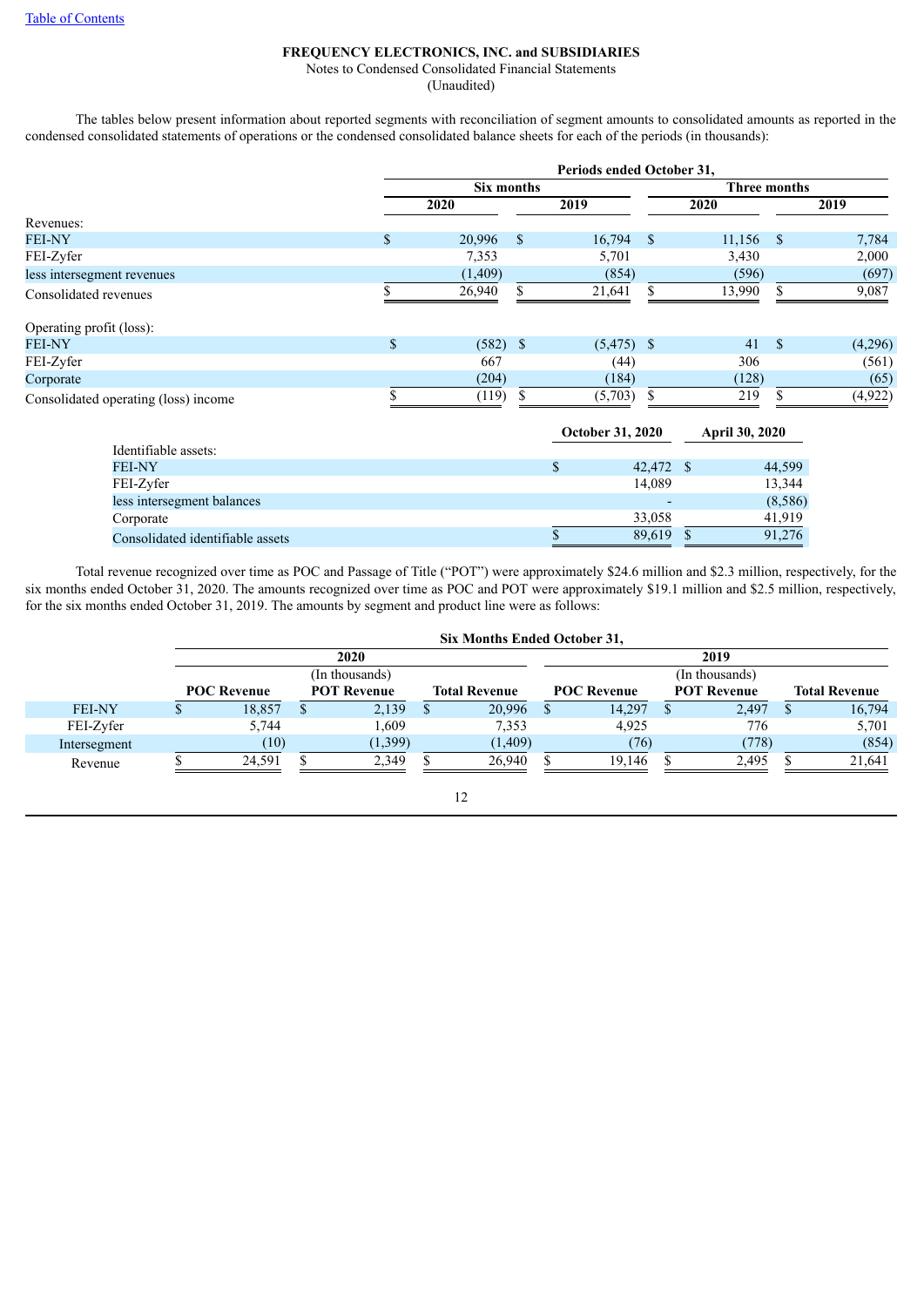# FREQUENCY ELECTRONICS, INC. and SUBSIDIARIES

Notes to Condensed Consolidated Financial Statements

(Unaudited)

The tables below present information about reported segments with reconciliation of segment amounts to consolidated amounts as reported in the condensed consolidated statements of operations or the condensed consolidated balance sheets for each of the periods (in thousands):

| | Periods ended October 31, | | | |
|---|---|---|---|---|
| | Six months | | Three months | |
| | 2020 | 2019 | 2020 | 2019 |
| Revenues: | | | | |
| FEI-NY | $ 20,996 | $ 16,794 | $ 11,156 | $ 7,784 |
| FEI-Zyfer | 7,353 | 5,701 | 3,430 | 2,000 |
| less intersegment revenues | (1,409) | (854) | (596) | (697) |
| Consolidated revenues | $ 26,940 | $ 21,641 | $ 13,990 | $ 9,087 |
| Operating profit (loss): | | | | |
| FEI-NY | $ (582) | $ (5,475) | $ 41 | $ (4,296) |
| FEI-Zyfer | 667 | (44) | 306 | (561) |
| Corporate | (204) | (184) | (128) | (65) |
| Consolidated operating (loss) income | $ (119) | $ (5,703) | $ 219 | $ (4,922) |

| | October 31, 2020 | April 30, 2020 |
|---|---|---|
| Identifiable assets: | | |
| FEI-NY | $ 42,472 | $ 44,599 |
| FEI-Zyfer | 14,089 | 13,344 |
| less intersegment balances | - | (8,586) |
| Corporate | 33,058 | 41,919 |
| Consolidated identifiable assets | $ 89,619 | $ 91,276 |

Total revenue recognized over time as POC and Passage of Title ("POT") were approximately $24.6 million and $2.3 million, respectively, for the six months ended October 31, 2020. The amounts recognized over time as POC and POT were approximately $19.1 million and $2.5 million, respectively, for the six months ended October 31, 2019. The amounts by segment and product line were as follows:

| | Six Months Ended October 31, | | | | | |
|---|---|---|---|---|---|---|
| | 2020 (In thousands) | | | 2019 (In thousands) | | |
| | POC Revenue | POT Revenue | Total Revenue | POC Revenue | POT Revenue | Total Revenue |
| FEI-NY | $ 18,857 | $ 2,139 | $ 20,996 | $ 14,297 | $ 2,497 | $ 16,794 |
| FEI-Zyfer | 5,744 | 1,609 | 7,353 | 4,925 | 776 | 5,701 |
| Intersegment | (10) | (1,399) | (1,409) | (76) | (778) | (854) |
| Revenue | $ 24,591 | $ 2,349 | $ 26,940 | $ 19,146 | $ 2,495 | $ 21,641 |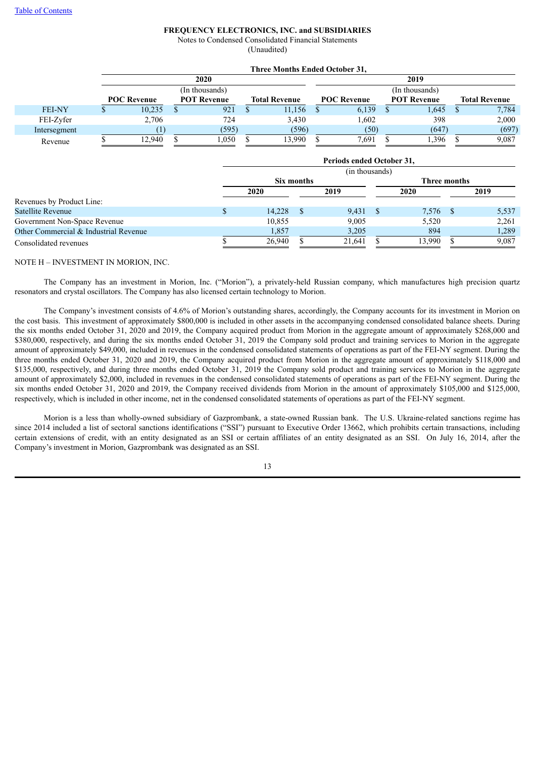FREQUENCY ELECTRONICS, INC. and SUBSIDIARIES

Notes to Condensed Consolidated Financial Statements

(Unaudited)

| | Three Months Ended October 31, | | | | | |
|---|---|---|---|---|---|---|
| | 2020 | | | 2019 | | |
| | (In thousands) | | | (In thousands) | | |
| | POC Revenue | POT Revenue | Total Revenue | POC Revenue | POT Revenue | Total Revenue |
| FEI-NY | $ 10,235 | $ 921 | $ 11,156 | $ 6,139 | $ 1,645 | $ 7,784 |
| FEI-Zyfer | 2,706 | 724 | 3,430 | 1,602 | 398 | 2,000 |
| Intersegment | (1) | (595) | (596) | (50) | (647) | (697) |
| Revenue | $ 12,940 | $ 1,050 | $ 13,990 | $ 7,691 | $ 1,396 | $ 9,087 |

| | Periods ended October 31, | | | |
|---|---|---|---|---|
| | (in thousands) | | | |
| | Six months | | Three months | |
| | 2020 | 2019 | 2020 | 2019 |
| Revenues by Product Line: | | | | |
| Satellite Revenue | $ 14,228 | $ 9,431 | $ 7,576 | $ 5,537 |
| Government Non-Space Revenue | 10,855 | 9,005 | 5,520 | 2,261 |
| Other Commercial & Industrial Revenue | 1,857 | 3,205 | 894 | 1,289 |
| Consolidated revenues | $ 26,940 | $ 21,641 | $ 13,990 | $ 9,087 |

NOTE H – INVESTMENT IN MORION, INC.

The Company has an investment in Morion, Inc. ("Morion"), a privately-held Russian company, which manufactures high precision quartz resonators and crystal oscillators. The Company has also licensed certain technology to Morion.

The Company's investment consists of 4.6% of Morion's outstanding shares, accordingly, the Company accounts for its investment in Morion on the cost basis. This investment of approximately $800,000 is included in other assets in the accompanying condensed consolidated balance sheets. During the six months ended October 31, 2020 and 2019, the Company acquired product from Morion in the aggregate amount of approximately $268,000 and $380,000, respectively, and during the six months ended October 31, 2019 the Company sold product and training services to Morion in the aggregate amount of approximately $49,000, included in revenues in the condensed consolidated statements of operations as part of the FEI-NY segment. During the three months ended October 31, 2020 and 2019, the Company acquired product from Morion in the aggregate amount of approximately $118,000 and $135,000, respectively, and during three months ended October 31, 2019 the Company sold product and training services to Morion in the aggregate amount of approximately $2,000, included in revenues in the condensed consolidated statements of operations as part of the FEI-NY segment. During the six months ended October 31, 2020 and 2019, the Company received dividends from Morion in the amount of approximately $105,000 and $125,000, respectively, which is included in other income, net in the condensed consolidated statements of operations as part of the FEI-NY segment.

Morion is a less than wholly-owned subsidiary of Gazprombank, a state-owned Russian bank. The U.S. Ukraine-related sanctions regime has since 2014 included a list of sectoral sanctions identifications ("SSI") pursuant to Executive Order 13662, which prohibits certain transactions, including certain extensions of credit, with an entity designated as an SSI or certain affiliates of an entity designated as an SSI. On July 16, 2014, after the Company's investment in Morion, Gazprombank was designated as an SSI.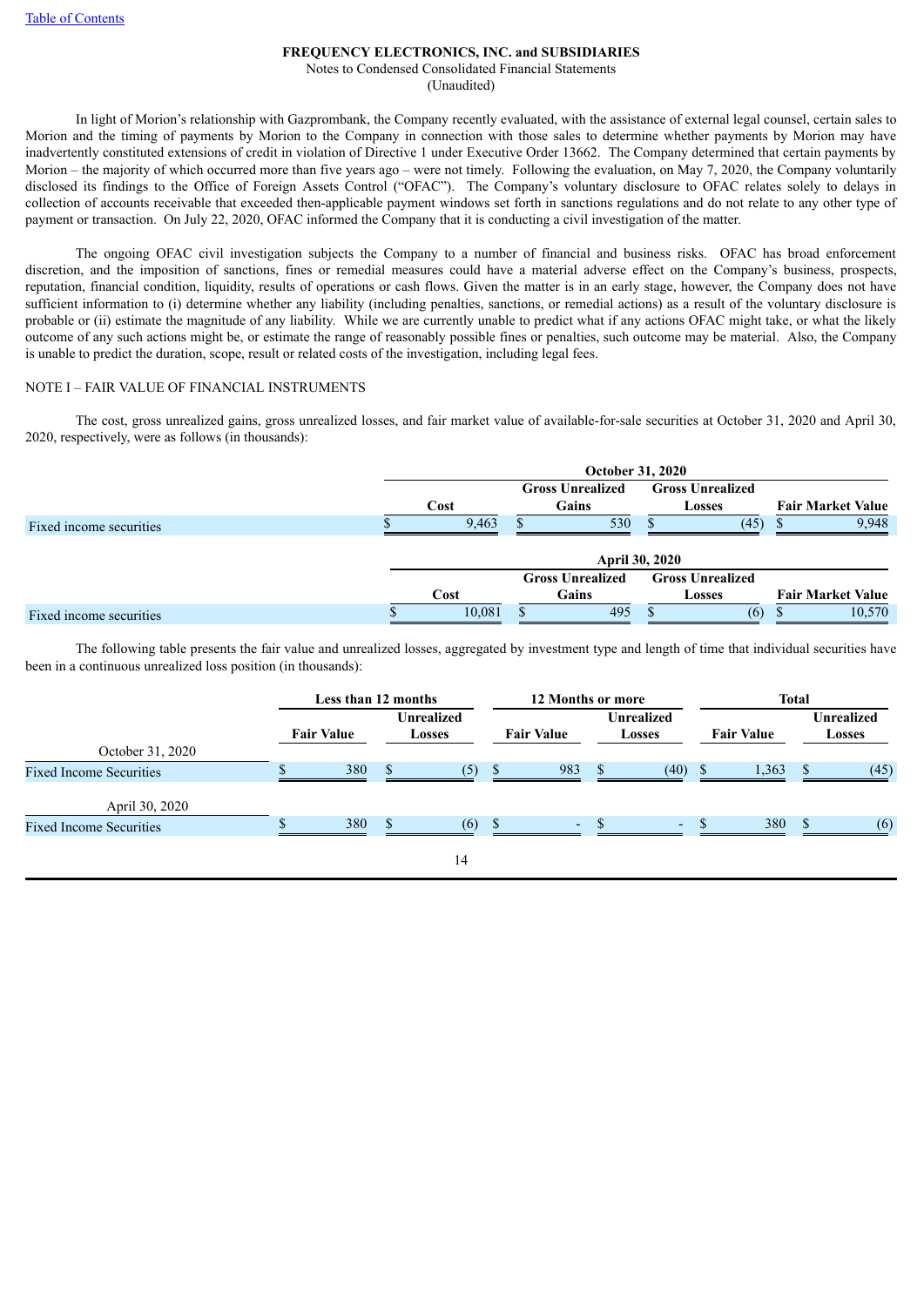In light of Morion's relationship with Gazprombank, the Company recently evaluated, with the assistance of external legal counsel, certain sales to Morion and the timing of payments by Morion to the Company in connection with those sales to determine whether payments by Morion may have inadvertently constituted extensions of credit in violation of Directive 1 under Executive Order 13662. The Company determined that certain payments by Morion – the majority of which occurred more than five years ago – were not timely. Following the evaluation, on May 7, 2020, the Company voluntarily disclosed its findings to the Office of Foreign Assets Control ("OFAC"). The Company's voluntary disclosure to OFAC relates solely to delays in collection of accounts receivable that exceeded then-applicable payment windows set forth in sanctions regulations and do not relate to any other type of payment or transaction. On July 22, 2020, OFAC informed the Company that it is conducting a civil investigation of the matter.

The ongoing OFAC civil investigation subjects the Company to a number of financial and business risks. OFAC has broad enforcement discretion, and the imposition of sanctions, fines or remedial measures could have a material adverse effect on the Company's business, prospects, reputation, financial condition, liquidity, results of operations or cash flows. Given the matter is in an early stage, however, the Company does not have sufficient information to (i) determine whether any liability (including penalties, sanctions, or remedial actions) as a result of the voluntary disclosure is probable or (ii) estimate the magnitude of any liability. While we are currently unable to predict what if any actions OFAC might take, or what the likely outcome of any such actions might be, or estimate the range of reasonably possible fines or penalties, such outcome may be material. Also, the Company is unable to predict the duration, scope, result or related costs of the investigation, including legal fees.

NOTE I – FAIR VALUE OF FINANCIAL INSTRUMENTS

The cost, gross unrealized gains, gross unrealized losses, and fair market value of available-for-sale securities at October 31, 2020 and April 30, 2020, respectively, were as follows (in thousands):

| | October 31, 2020 | | | |
|---|---|---|---|---|
| | Cost | Gross Unrealized Gains | Gross Unrealized Losses | Fair Market Value |
| Fixed income securities | $ 9,463 | $ 530 | $ (45) | $ 9,948 |

| | April 30, 2020 | | | |
|---|---|---|---|---|
| | Cost | Gross Unrealized Gains | Gross Unrealized Losses | Fair Market Value |
| Fixed income securities | $ 10,081 | $ 495 | $ (6) | $ 10,570 |

The following table presents the fair value and unrealized losses, aggregated by investment type and length of time that individual securities have been in a continuous unrealized loss position (in thousands):

| | Less than 12 months | | 12 Months or more | | Total | |
|---|---|---|---|---|---|---|
| | Fair Value | Unrealized Losses | Fair Value | Unrealized Losses | Fair Value | Unrealized Losses |
| October 31, 2020 | | | | | | |
| Fixed Income Securities | $ 380 | $ (5) | $ 983 | $ (40) | $ 1,363 | $ (45) |
| April 30, 2020 | | | | | | |
| Fixed Income Securities | $ 380 | $ (6) | $ - | $ - | $ 380 | $ (6) |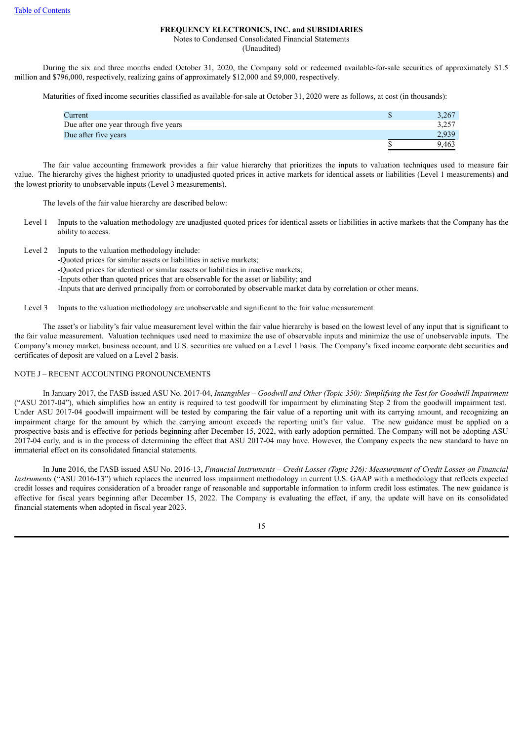During the six and three months ended October 31, 2020, the Company sold or redeemed available-for-sale securities of approximately $1.5 million and $796,000, respectively, realizing gains of approximately $12,000 and $9,000, respectively.

Maturities of fixed income securities classified as available-for-sale at October 31, 2020 were as follows, at cost (in thousands):

| | |
|---|---|
| Current | $ 3,267 |
| Due after one year through five years | 3,257 |
| Due after five years | 2,939 |
| | $ 9,463 |

The fair value accounting framework provides a fair value hierarchy that prioritizes the inputs to valuation techniques used to measure fair value. The hierarchy gives the highest priority to unadjusted quoted prices in active markets for identical assets or liabilities (Level 1 measurements) and the lowest priority to unobservable inputs (Level 3 measurements).

The levels of the fair value hierarchy are described below:

Level 1 Inputs to the valuation methodology are unadjusted quoted prices for identical assets or liabilities in active markets that the Company has the ability to access.

Level 2 Inputs to the valuation methodology include:
-Quoted prices for similar assets or liabilities in active markets;
-Quoted prices for identical or similar assets or liabilities in inactive markets;
-Inputs other than quoted prices that are observable for the asset or liability; and
-Inputs that are derived principally from or corroborated by observable market data by correlation or other means.

Level 3 Inputs to the valuation methodology are unobservable and significant to the fair value measurement.

The asset's or liability's fair value measurement level within the fair value hierarchy is based on the lowest level of any input that is significant to the fair value measurement. Valuation techniques used need to maximize the use of observable inputs and minimize the use of unobservable inputs. The Company's money market, business account, and U.S. securities are valued on a Level 1 basis. The Company's fixed income corporate debt securities and certificates of deposit are valued on a Level 2 basis.

## NOTE J – RECENT ACCOUNTING PRONOUNCEMENTS

In January 2017, the FASB issued ASU No. 2017-04, *Intangibles – Goodwill and Other (Topic 350): Simplifying the Test for Goodwill Impairment* ("ASU 2017-04"), which simplifies how an entity is required to test goodwill for impairment by eliminating Step 2 from the goodwill impairment test. Under ASU 2017-04 goodwill impairment will be tested by comparing the fair value of a reporting unit with its carrying amount, and recognizing an impairment charge for the amount by which the carrying amount exceeds the reporting unit's fair value. The new guidance must be applied on a prospective basis and is effective for periods beginning after December 15, 2022, with early adoption permitted. The Company will not be adopting ASU 2017-04 early, and is in the process of determining the effect that ASU 2017-04 may have. However, the Company expects the new standard to have an immaterial effect on its consolidated financial statements.

In June 2016, the FASB issued ASU No. 2016-13, *Financial Instruments – Credit Losses (Topic 326): Measurement of Credit Losses on Financial Instruments* ("ASU 2016-13") which replaces the incurred loss impairment methodology in current U.S. GAAP with a methodology that reflects expected credit losses and requires consideration of a broader range of reasonable and supportable information to inform credit loss estimates. The new guidance is effective for fiscal years beginning after December 15, 2022. The Company is evaluating the effect, if any, the update will have on its consolidated financial statements when adopted in fiscal year 2023.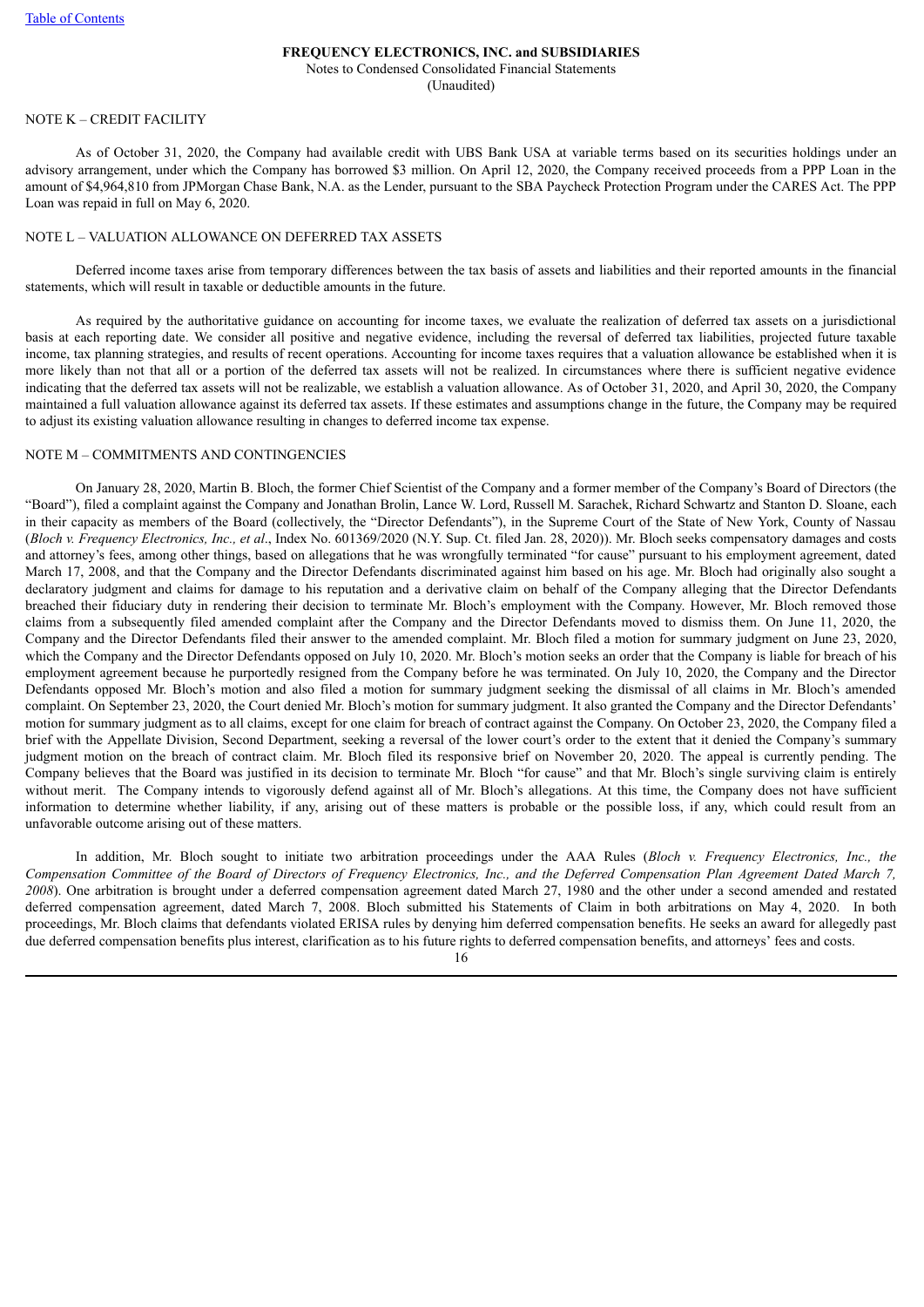**FREQUENCY ELECTRONICS, INC. and SUBSIDIARIES**
Notes to Condensed Consolidated Financial Statements
(Unaudited)

NOTE K – CREDIT FACILITY

As of October 31, 2020, the Company had available credit with UBS Bank USA at variable terms based on its securities holdings under an advisory arrangement, under which the Company has borrowed $3 million. On April 12, 2020, the Company received proceeds from a PPP Loan in the amount of $4,964,810 from JPMorgan Chase Bank, N.A. as the Lender, pursuant to the SBA Paycheck Protection Program under the CARES Act. The PPP Loan was repaid in full on May 6, 2020.

NOTE L – VALUATION ALLOWANCE ON DEFERRED TAX ASSETS

Deferred income taxes arise from temporary differences between the tax basis of assets and liabilities and their reported amounts in the financial statements, which will result in taxable or deductible amounts in the future.

As required by the authoritative guidance on accounting for income taxes, we evaluate the realization of deferred tax assets on a jurisdictional basis at each reporting date. We consider all positive and negative evidence, including the reversal of deferred tax liabilities, projected future taxable income, tax planning strategies, and results of recent operations. Accounting for income taxes requires that a valuation allowance be established when it is more likely than not that all or a portion of the deferred tax assets will not be realized. In circumstances where there is sufficient negative evidence indicating that the deferred tax assets will not be realizable, we establish a valuation allowance. As of October 31, 2020, and April 30, 2020, the Company maintained a full valuation allowance against its deferred tax assets. If these estimates and assumptions change in the future, the Company may be required to adjust its existing valuation allowance resulting in changes to deferred income tax expense.

NOTE M – COMMITMENTS AND CONTINGENCIES

On January 28, 2020, Martin B. Bloch, the former Chief Scientist of the Company and a former member of the Company's Board of Directors (the "Board"), filed a complaint against the Company and Jonathan Brolin, Lance W. Lord, Russell M. Sarachek, Richard Schwartz and Stanton D. Sloane, each in their capacity as members of the Board (collectively, the "Director Defendants"), in the Supreme Court of the State of New York, County of Nassau (*Bloch v. Frequency Electronics, Inc., et al*., Index No. 601369/2020 (N.Y. Sup. Ct. filed Jan. 28, 2020)). Mr. Bloch seeks compensatory damages and costs and attorney's fees, among other things, based on allegations that he was wrongfully terminated "for cause" pursuant to his employment agreement, dated March 17, 2008, and that the Company and the Director Defendants discriminated against him based on his age. Mr. Bloch had originally also sought a declaratory judgment and claims for damage to his reputation and a derivative claim on behalf of the Company alleging that the Director Defendants breached their fiduciary duty in rendering their decision to terminate Mr. Bloch's employment with the Company. However, Mr. Bloch removed those claims from a subsequently filed amended complaint after the Company and the Director Defendants moved to dismiss them. On June 11, 2020, the Company and the Director Defendants filed their answer to the amended complaint. Mr. Bloch filed a motion for summary judgment on June 23, 2020, which the Company and the Director Defendants opposed on July 10, 2020. Mr. Bloch's motion seeks an order that the Company is liable for breach of his employment agreement because he purportedly resigned from the Company before he was terminated. On July 10, 2020, the Company and the Director Defendants opposed Mr. Bloch's motion and also filed a motion for summary judgment seeking the dismissal of all claims in Mr. Bloch's amended complaint. On September 23, 2020, the Court denied Mr. Bloch's motion for summary judgment. It also granted the Company and the Director Defendants' motion for summary judgment as to all claims, except for one claim for breach of contract against the Company. On October 23, 2020, the Company filed a brief with the Appellate Division, Second Department, seeking a reversal of the lower court's order to the extent that it denied the Company's summary judgment motion on the breach of contract claim. Mr. Bloch filed its responsive brief on November 20, 2020. The appeal is currently pending. The Company believes that the Board was justified in its decision to terminate Mr. Bloch "for cause" and that Mr. Bloch's single surviving claim is entirely without merit. The Company intends to vigorously defend against all of Mr. Bloch's allegations. At this time, the Company does not have sufficient information to determine whether liability, if any, arising out of these matters is probable or the possible loss, if any, which could result from an unfavorable outcome arising out of these matters.

In addition, Mr. Bloch sought to initiate two arbitration proceedings under the AAA Rules (*Bloch v. Frequency Electronics, Inc., the Compensation Committee of the Board of Directors of Frequency Electronics, Inc., and the Deferred Compensation Plan Agreement Dated March 7, 2008*). One arbitration is brought under a deferred compensation agreement dated March 27, 1980 and the other under a second amended and restated deferred compensation agreement, dated March 7, 2008. Bloch submitted his Statements of Claim in both arbitrations on May 4, 2020. In both proceedings, Mr. Bloch claims that defendants violated ERISA rules by denying him deferred compensation benefits. He seeks an award for allegedly past due deferred compensation benefits plus interest, clarification as to his future rights to deferred compensation benefits, and attorneys' fees and costs.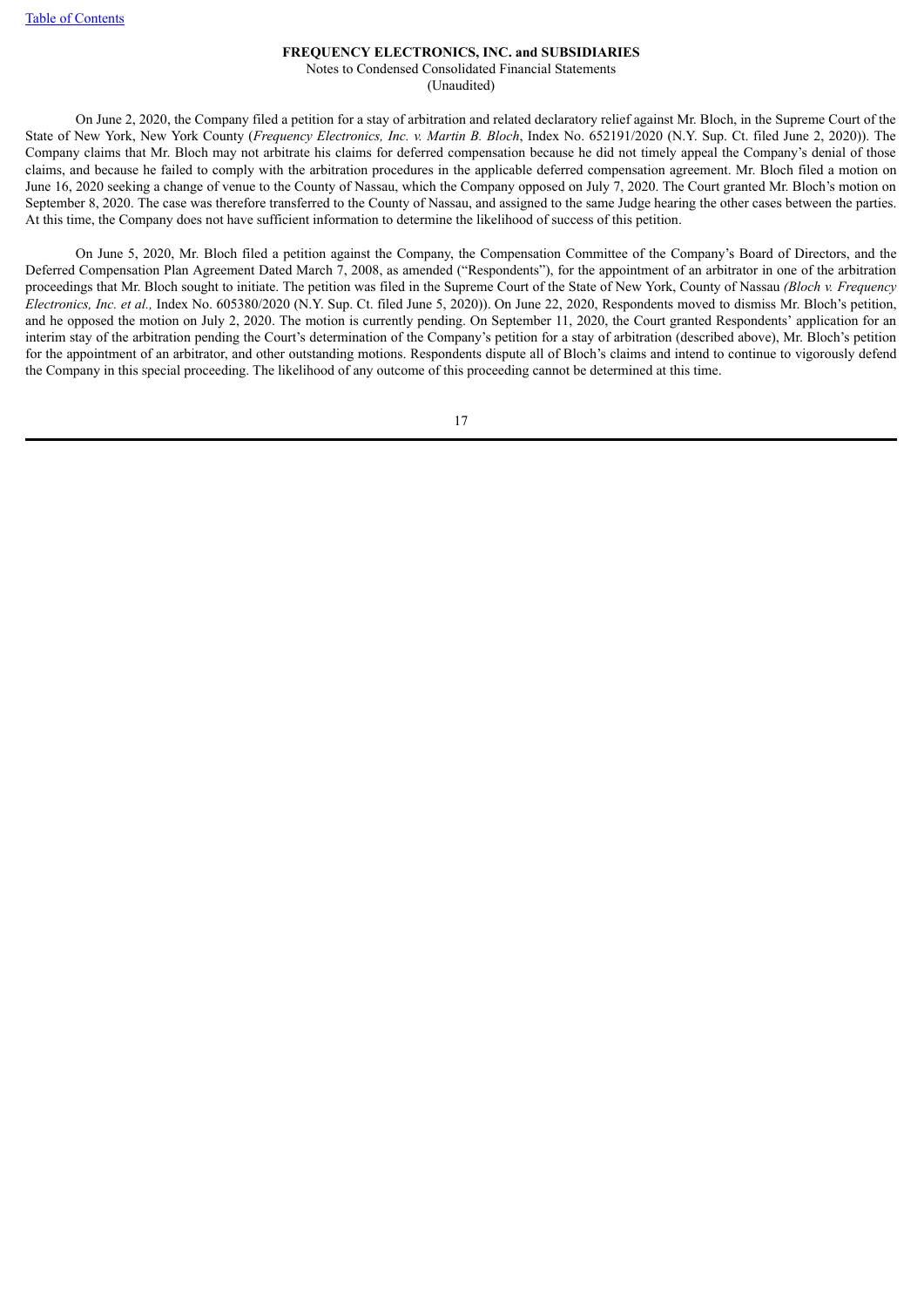On June 2, 2020, the Company filed a petition for a stay of arbitration and related declaratory relief against Mr. Bloch, in the Supreme Court of the State of New York, New York County (*Frequency Electronics, Inc. v. Martin B. Bloch*, Index No. 652191/2020 (N.Y. Sup. Ct. filed June 2, 2020)). The Company claims that Mr. Bloch may not arbitrate his claims for deferred compensation because he did not timely appeal the Company's denial of those claims, and because he failed to comply with the arbitration procedures in the applicable deferred compensation agreement. Mr. Bloch filed a motion on June 16, 2020 seeking a change of venue to the County of Nassau, which the Company opposed on July 7, 2020. The Court granted Mr. Bloch's motion on September 8, 2020. The case was therefore transferred to the County of Nassau, and assigned to the same Judge hearing the other cases between the parties. At this time, the Company does not have sufficient information to determine the likelihood of success of this petition.

On June 5, 2020, Mr. Bloch filed a petition against the Company, the Compensation Committee of the Company's Board of Directors, and the Deferred Compensation Plan Agreement Dated March 7, 2008, as amended ("Respondents"), for the appointment of an arbitrator in one of the arbitration proceedings that Mr. Bloch sought to initiate. The petition was filed in the Supreme Court of the State of New York, County of Nassau *(Bloch v. Frequency Electronics, Inc. et al.,* Index No. 605380/2020 (N.Y. Sup. Ct. filed June 5, 2020)). On June 22, 2020, Respondents moved to dismiss Mr. Bloch's petition, and he opposed the motion on July 2, 2020. The motion is currently pending. On September 11, 2020, the Court granted Respondents' application for an interim stay of the arbitration pending the Court's determination of the Company's petition for a stay of arbitration (described above), Mr. Bloch's petition for the appointment of an arbitrator, and other outstanding motions. Respondents dispute all of Bloch's claims and intend to continue to vigorously defend the Company in this special proceeding. The likelihood of any outcome of this proceeding cannot be determined at this time.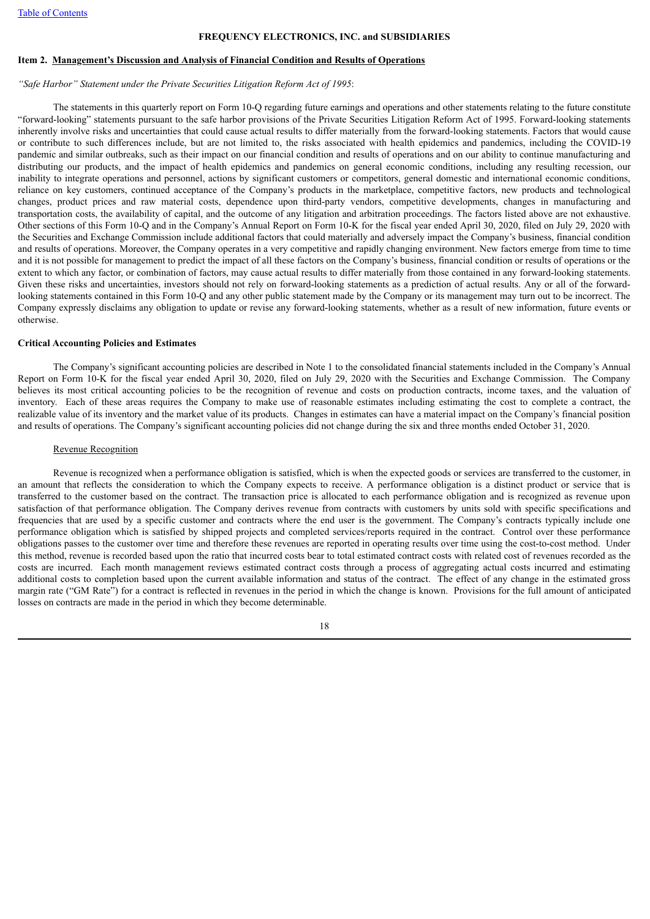**FREQUENCY ELECTRONICS, INC. and SUBSIDIARIES**

## Item 2. Management's Discussion and Analysis of Financial Condition and Results of Operations

*"Safe Harbor" Statement under the Private Securities Litigation Reform Act of 1995*:

The statements in this quarterly report on Form 10-Q regarding future earnings and operations and other statements relating to the future constitute "forward-looking" statements pursuant to the safe harbor provisions of the Private Securities Litigation Reform Act of 1995. Forward-looking statements inherently involve risks and uncertainties that could cause actual results to differ materially from the forward-looking statements. Factors that would cause or contribute to such differences include, but are not limited to, the risks associated with health epidemics and pandemics, including the COVID-19 pandemic and similar outbreaks, such as their impact on our financial condition and results of operations and on our ability to continue manufacturing and distributing our products, and the impact of health epidemics and pandemics on general economic conditions, including any resulting recession, our inability to integrate operations and personnel, actions by significant customers or competitors, general domestic and international economic conditions, reliance on key customers, continued acceptance of the Company's products in the marketplace, competitive factors, new products and technological changes, product prices and raw material costs, dependence upon third-party vendors, competitive developments, changes in manufacturing and transportation costs, the availability of capital, and the outcome of any litigation and arbitration proceedings. The factors listed above are not exhaustive. Other sections of this Form 10-Q and in the Company's Annual Report on Form 10-K for the fiscal year ended April 30, 2020, filed on July 29, 2020 with the Securities and Exchange Commission include additional factors that could materially and adversely impact the Company's business, financial condition and results of operations. Moreover, the Company operates in a very competitive and rapidly changing environment. New factors emerge from time to time and it is not possible for management to predict the impact of all these factors on the Company's business, financial condition or results of operations or the extent to which any factor, or combination of factors, may cause actual results to differ materially from those contained in any forward-looking statements. Given these risks and uncertainties, investors should not rely on forward-looking statements as a prediction of actual results. Any or all of the forward-looking statements contained in this Form 10-Q and any other public statement made by the Company or its management may turn out to be incorrect. The Company expressly disclaims any obligation to update or revise any forward-looking statements, whether as a result of new information, future events or otherwise.

### Critical Accounting Policies and Estimates

The Company's significant accounting policies are described in Note 1 to the consolidated financial statements included in the Company's Annual Report on Form 10-K for the fiscal year ended April 30, 2020, filed on July 29, 2020 with the Securities and Exchange Commission. The Company believes its most critical accounting policies to be the recognition of revenue and costs on production contracts, income taxes, and the valuation of inventory. Each of these areas requires the Company to make use of reasonable estimates including estimating the cost to complete a contract, the realizable value of its inventory and the market value of its products. Changes in estimates can have a material impact on the Company's financial position and results of operations. The Company's significant accounting policies did not change during the six and three months ended October 31, 2020.

#### Revenue Recognition

Revenue is recognized when a performance obligation is satisfied, which is when the expected goods or services are transferred to the customer, in an amount that reflects the consideration to which the Company expects to receive. A performance obligation is a distinct product or service that is transferred to the customer based on the contract. The transaction price is allocated to each performance obligation and is recognized as revenue upon satisfaction of that performance obligation. The Company derives revenue from contracts with customers by units sold with specific specifications and frequencies that are used by a specific customer and contracts where the end user is the government. The Company's contracts typically include one performance obligation which is satisfied by shipped projects and completed services/reports required in the contract. Control over these performance obligations passes to the customer over time and therefore these revenues are reported in operating results over time using the cost-to-cost method. Under this method, revenue is recorded based upon the ratio that incurred costs bear to total estimated contract costs with related cost of revenues recorded as the costs are incurred. Each month management reviews estimated contract costs through a process of aggregating actual costs incurred and estimating additional costs to completion based upon the current available information and status of the contract. The effect of any change in the estimated gross margin rate ("GM Rate") for a contract is reflected in revenues in the period in which the change is known. Provisions for the full amount of anticipated losses on contracts are made in the period in which they become determinable.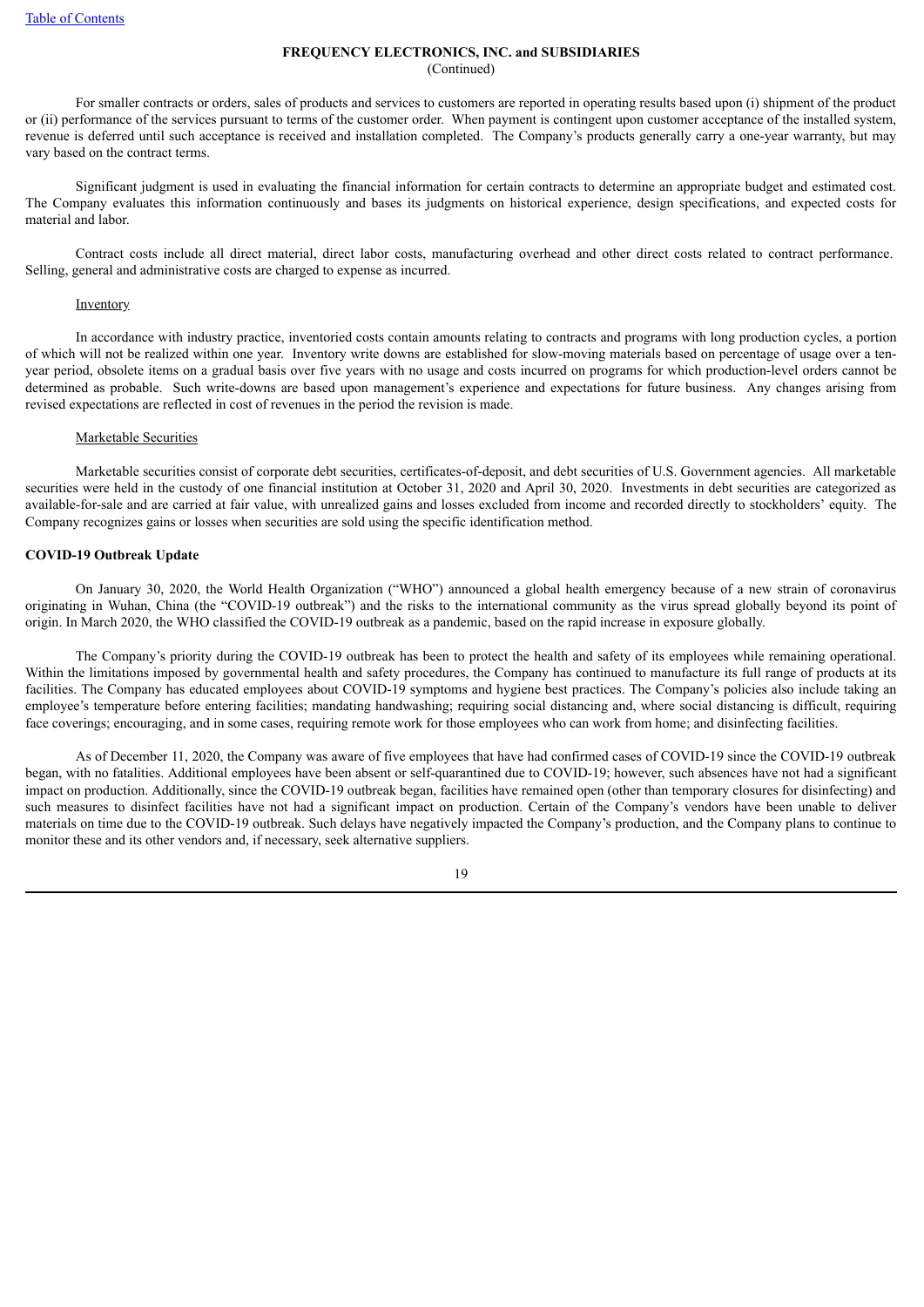For smaller contracts or orders, sales of products and services to customers are reported in operating results based upon (i) shipment of the product or (ii) performance of the services pursuant to terms of the customer order. When payment is contingent upon customer acceptance of the installed system, revenue is deferred until such acceptance is received and installation completed. The Company's products generally carry a one-year warranty, but may vary based on the contract terms.

Significant judgment is used in evaluating the financial information for certain contracts to determine an appropriate budget and estimated cost. The Company evaluates this information continuously and bases its judgments on historical experience, design specifications, and expected costs for material and labor.

Contract costs include all direct material, direct labor costs, manufacturing overhead and other direct costs related to contract performance. Selling, general and administrative costs are charged to expense as incurred.

Inventory

In accordance with industry practice, inventoried costs contain amounts relating to contracts and programs with long production cycles, a portion of which will not be realized within one year. Inventory write downs are established for slow-moving materials based on percentage of usage over a ten-year period, obsolete items on a gradual basis over five years with no usage and costs incurred on programs for which production-level orders cannot be determined as probable. Such write-downs are based upon management's experience and expectations for future business. Any changes arising from revised expectations are reflected in cost of revenues in the period the revision is made.

Marketable Securities

Marketable securities consist of corporate debt securities, certificates-of-deposit, and debt securities of U.S. Government agencies. All marketable securities were held in the custody of one financial institution at October 31, 2020 and April 30, 2020. Investments in debt securities are categorized as available-for-sale and are carried at fair value, with unrealized gains and losses excluded from income and recorded directly to stockholders' equity. The Company recognizes gains or losses when securities are sold using the specific identification method.

**COVID-19 Outbreak Update**

On January 30, 2020, the World Health Organization ("WHO") announced a global health emergency because of a new strain of coronavirus originating in Wuhan, China (the "COVID-19 outbreak") and the risks to the international community as the virus spread globally beyond its point of origin. In March 2020, the WHO classified the COVID-19 outbreak as a pandemic, based on the rapid increase in exposure globally.

The Company's priority during the COVID-19 outbreak has been to protect the health and safety of its employees while remaining operational. Within the limitations imposed by governmental health and safety procedures, the Company has continued to manufacture its full range of products at its facilities. The Company has educated employees about COVID-19 symptoms and hygiene best practices. The Company's policies also include taking an employee's temperature before entering facilities; mandating handwashing; requiring social distancing and, where social distancing is difficult, requiring face coverings; encouraging, and in some cases, requiring remote work for those employees who can work from home; and disinfecting facilities.

As of December 11, 2020, the Company was aware of five employees that have had confirmed cases of COVID-19 since the COVID-19 outbreak began, with no fatalities. Additional employees have been absent or self-quarantined due to COVID-19; however, such absences have not had a significant impact on production. Additionally, since the COVID-19 outbreak began, facilities have remained open (other than temporary closures for disinfecting) and such measures to disinfect facilities have not had a significant impact on production. Certain of the Company's vendors have been unable to deliver materials on time due to the COVID-19 outbreak. Such delays have negatively impacted the Company's production, and the Company plans to continue to monitor these and its other vendors and, if necessary, seek alternative suppliers.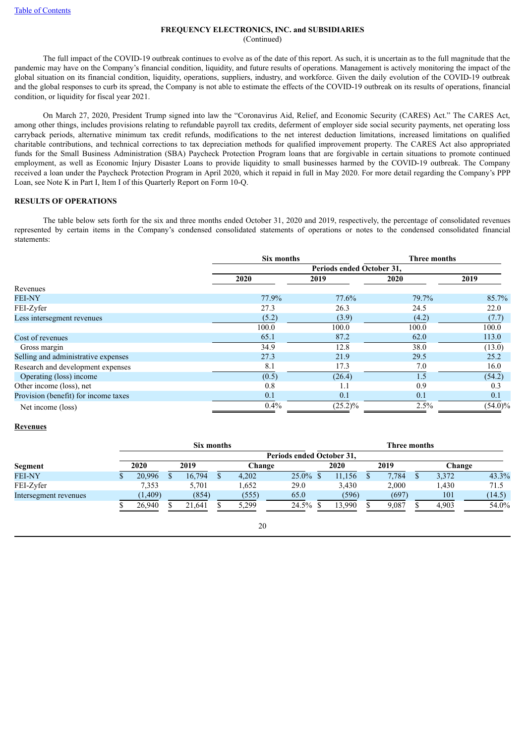**FREQUENCY ELECTRONICS, INC. and SUBSIDIARIES**
(Continued)

The full impact of the COVID-19 outbreak continues to evolve as of the date of this report. As such, it is uncertain as to the full magnitude that the pandemic may have on the Company's financial condition, liquidity, and future results of operations. Management is actively monitoring the impact of the global situation on its financial condition, liquidity, operations, suppliers, industry, and workforce. Given the daily evolution of the COVID-19 outbreak and the global responses to curb its spread, the Company is not able to estimate the effects of the COVID-19 outbreak on its results of operations, financial condition, or liquidity for fiscal year 2021.

On March 27, 2020, President Trump signed into law the "Coronavirus Aid, Relief, and Economic Security (CARES) Act." The CARES Act, among other things, includes provisions relating to refundable payroll tax credits, deferment of employer side social security payments, net operating loss carryback periods, alternative minimum tax credit refunds, modifications to the net interest deduction limitations, increased limitations on qualified charitable contributions, and technical corrections to tax depreciation methods for qualified improvement property. The CARES Act also appropriated funds for the Small Business Administration (SBA) Paycheck Protection Program loans that are forgivable in certain situations to promote continued employment, as well as Economic Injury Disaster Loans to provide liquidity to small businesses harmed by the COVID-19 outbreak. The Company received a loan under the Paycheck Protection Program in April 2020, which it repaid in full in May 2020. For more detail regarding the Company's PPP Loan, see Note K in Part I, Item I of this Quarterly Report on Form 10-Q.

## RESULTS OF OPERATIONS

The table below sets forth for the six and three months ended October 31, 2020 and 2019, respectively, the percentage of consolidated revenues represented by certain items in the Company's condensed consolidated statements of operations or notes to the condensed consolidated financial statements:

| | Six months | | Three months | |
|---|---|---|---|---|
| | Periods ended October 31, | | | |
| | 2020 | 2019 | 2020 | 2019 |
| Revenues | | | | |
| FEI-NY | 77.9% | 77.6% | 79.7% | 85.7% |
| FEI-Zyfer | 27.3 | 26.3 | 24.5 | 22.0 |
| Less intersegment revenues | (5.2) | (3.9) | (4.2) | (7.7) |
| | 100.0 | 100.0 | 100.0 | 100.0 |
| Cost of revenues | 65.1 | 87.2 | 62.0 | 113.0 |
| Gross margin | 34.9 | 12.8 | 38.0 | (13.0) |
| Selling and administrative expenses | 27.3 | 21.9 | 29.5 | 25.2 |
| Research and development expenses | 8.1 | 17.3 | 7.0 | 16.0 |
| Operating (loss) income | (0.5) | (26.4) | 1.5 | (54.2) |
| Other income (loss), net | 0.8 | 1.1 | 0.9 | 0.3 |
| Provision (benefit) for income taxes | 0.1 | 0.1 | 0.1 | 0.1 |
| Net income (loss) | 0.4% | (25.2)% | 2.5% | (54.0)% |

**Revenues**

| | Six months | | | | Three months | | | |
|---|---|---|---|---|---|---|---|---|
| | Periods ended October 31, | | | | | | | |
| Segment | 2020 | 2019 | Change | | 2020 | 2019 | Change | |
| FEI-NY | $ 20,996 | $ 16,794 | $ 4,202 | 25.0% | $ 11,156 | $ 7,784 | $ 3,372 | 43.3% |
| FEI-Zyfer | 7,353 | 5,701 | 1,652 | 29.0 | 3,430 | 2,000 | 1,430 | 71.5 |
| Intersegment revenues | (1,409) | (854) | (555) | 65.0 | (596) | (697) | 101 | (14.5) |
| | $ 26,940 | $ 21,641 | $ 5,299 | 24.5% | $ 13,990 | $ 9,087 | $ 4,903 | 54.0% |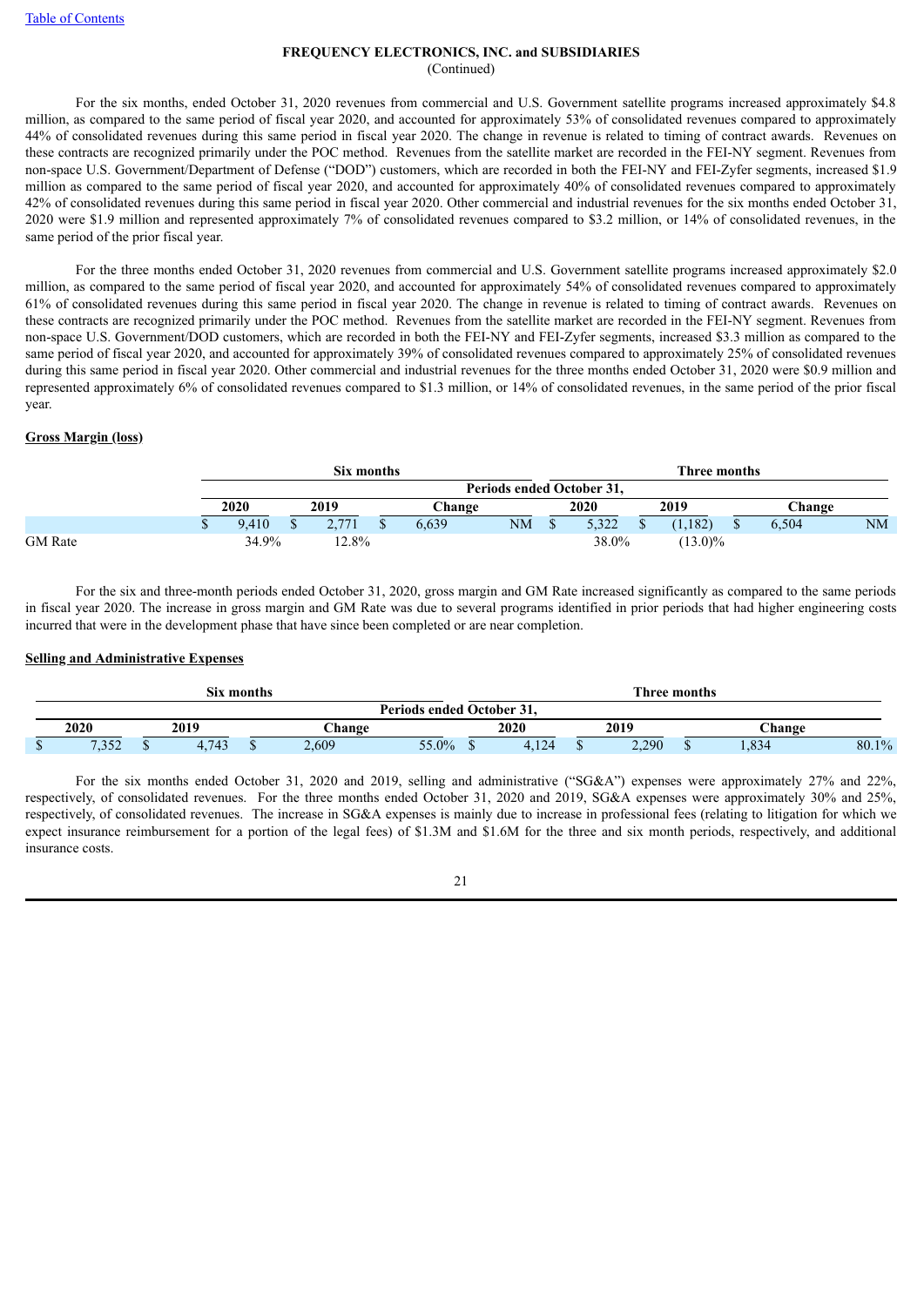FREQUENCY ELECTRONICS, INC. and SUBSIDIARIES
(Continued)

For the six months, ended October 31, 2020 revenues from commercial and U.S. Government satellite programs increased approximately $4.8 million, as compared to the same period of fiscal year 2020, and accounted for approximately 53% of consolidated revenues compared to approximately 44% of consolidated revenues during this same period in fiscal year 2020. The change in revenue is related to timing of contract awards. Revenues on these contracts are recognized primarily under the POC method. Revenues from the satellite market are recorded in the FEI-NY segment. Revenues from non-space U.S. Government/Department of Defense ("DOD") customers, which are recorded in both the FEI-NY and FEI-Zyfer segments, increased $1.9 million as compared to the same period of fiscal year 2020, and accounted for approximately 40% of consolidated revenues compared to approximately 42% of consolidated revenues during this same period in fiscal year 2020. Other commercial and industrial revenues for the six months ended October 31, 2020 were $1.9 million and represented approximately 7% of consolidated revenues compared to $3.2 million, or 14% of consolidated revenues, in the same period of the prior fiscal year.

For the three months ended October 31, 2020 revenues from commercial and U.S. Government satellite programs increased approximately $2.0 million, as compared to the same period of fiscal year 2020, and accounted for approximately 54% of consolidated revenues compared to approximately 61% of consolidated revenues during this same period in fiscal year 2020. The change in revenue is related to timing of contract awards. Revenues on these contracts are recognized primarily under the POC method. Revenues from the satellite market are recorded in the FEI-NY segment. Revenues from non-space U.S. Government/DOD customers, which are recorded in both the FEI-NY and FEI-Zyfer segments, increased $3.3 million as compared to the same period of fiscal year 2020, and accounted for approximately 39% of consolidated revenues compared to approximately 25% of consolidated revenues during this same period in fiscal year 2020. Other commercial and industrial revenues for the three months ended October 31, 2020 were $0.9 million and represented approximately 6% of consolidated revenues compared to $1.3 million, or 14% of consolidated revenues, in the same period of the prior fiscal year.

**Gross Margin (loss)**

| | Six months | | | | Three months | | | |
|---|---|---|---|---|---|---|---|---|
| | Periods ended October 31, | | | | | | | |
| | 2020 | 2019 | Change | | 2020 | 2019 | Change | |
| | $ 9,410 | $ 2,771 | $ 6,639 | NM | $ 5,322 | $ (1,182) | $ 6,504 | NM |
| GM Rate | 34.9% | 12.8% | | | 38.0% | (13.0)% | | |

For the six and three-month periods ended October 31, 2020, gross margin and GM Rate increased significantly as compared to the same periods in fiscal year 2020. The increase in gross margin and GM Rate was due to several programs identified in prior periods that had higher engineering costs incurred that were in the development phase that have since been completed or are near completion.

**Selling and Administrative Expenses**

| Six months | | | | Three months | | | |
|---|---|---|---|---|---|---|---|
| Periods ended October 31, | | | | | | | |
| 2020 | 2019 | Change | | 2020 | 2019 | Change | |
| $ 7,352 | $ 4,743 | $ 2,609 | 55.0% | $ 4,124 | $ 2,290 | $ 1,834 | 80.1% |

For the six months ended October 31, 2020 and 2019, selling and administrative ("SG&A") expenses were approximately 27% and 22%, respectively, of consolidated revenues. For the three months ended October 31, 2020 and 2019, SG&A expenses were approximately 30% and 25%, respectively, of consolidated revenues. The increase in SG&A expenses is mainly due to increase in professional fees (relating to litigation for which we expect insurance reimbursement for a portion of the legal fees) of $1.3M and $1.6M for the three and six month periods, respectively, and additional insurance costs.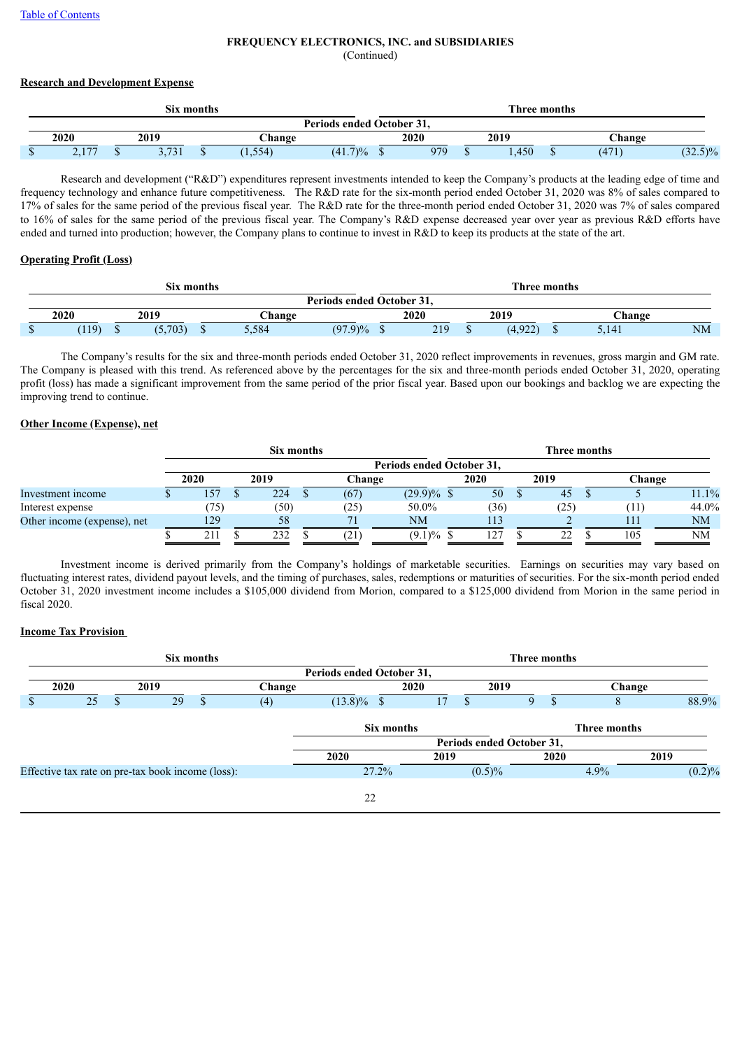Table of Contents

**FREQUENCY ELECTRONICS, INC. and SUBSIDIARIES**
(Continued)

**Research and Development Expense**

| Six months | | | | Three months | | | |
|---|---|---|---|---|---|---|---|
| Periods ended October 31, | | | | | | | |
| 2020 | 2019 | Change | | 2020 | 2019 | Change | |
| $ 2,177 | $ 3,731 | $ (1,554) | (41.7)% | $ 979 | $ 1,450 | $ (471) | (32.5)% |

Research and development ("R&D") expenditures represent investments intended to keep the Company's products at the leading edge of time and frequency technology and enhance future competitiveness. The R&D rate for the six-month period ended October 31, 2020 was 8% of sales compared to 17% of sales for the same period of the previous fiscal year. The R&D rate for the three-month period ended October 31, 2020 was 7% of sales compared to 16% of sales for the same period of the previous fiscal year. The Company's R&D expense decreased year over year as previous R&D efforts have ended and turned into production; however, the Company plans to continue to invest in R&D to keep its products at the state of the art.

**Operating Profit (Loss)**

| Six months | | | | Three months | | | |
|---|---|---|---|---|---|---|---|
| Periods ended October 31, | | | | | | | |
| 2020 | 2019 | Change | | 2020 | 2019 | Change | |
| $ (119) | $ (5,703) | $ 5,584 | (97.9)% | $ 219 | $ (4,922) | $ 5,141 | NM |

The Company's results for the six and three-month periods ended October 31, 2020 reflect improvements in revenues, gross margin and GM rate. The Company is pleased with this trend. As referenced above by the percentages for the six and three-month periods ended October 31, 2020, operating profit (loss) has made a significant improvement from the same period of the prior fiscal year. Based upon our bookings and backlog we are expecting the improving trend to continue.

**Other Income (Expense), net**

| | Six months | | | | Three months | | | |
|---|---|---|---|---|---|---|---|---|
| | Periods ended October 31, | | | | | | | |
| | 2020 | 2019 | Change | | 2020 | 2019 | Change | |
| Investment income | $ 157 | $ 224 | $ (67) | (29.9)% | $ 50 | $ 45 | $ 5 | 11.1% |
| Interest expense | (75) | (50) | (25) | 50.0% | (36) | (25) | (11) | 44.0% |
| Other income (expense), net | 129 | 58 | 71 | NM | 113 | 2 | 111 | NM |
| | $ 211 | $ 232 | $ (21) | (9.1)% | $ 127 | $ 22 | $ 105 | NM |

Investment income is derived primarily from the Company's holdings of marketable securities. Earnings on securities may vary based on fluctuating interest rates, dividend payout levels, and the timing of purchases, sales, redemptions or maturities of securities. For the six-month period ended October 31, 2020 investment income includes a $105,000 dividend from Morion, compared to a $125,000 dividend from Morion in the same period in fiscal 2020.

**Income Tax Provision**

| Six months | | | | Three months | | | |
|---|---|---|---|---|---|---|---|
| Periods ended October 31, | | | | | | | |
| 2020 | 2019 | Change | | 2020 | 2019 | Change | |
| $ 25 | $ 29 | $ (4) | (13.8)% | $ 17 | $ 9 | $ 8 | 88.9% |

| | Six months | | Three months | |
|---|---|---|---|---|
| | Periods ended October 31, | | | |
| | 2020 | 2019 | 2020 | 2019 |
| Effective tax rate on pre-tax book income (loss): | 27.2% | (0.5)% | 4.9% | (0.2)% |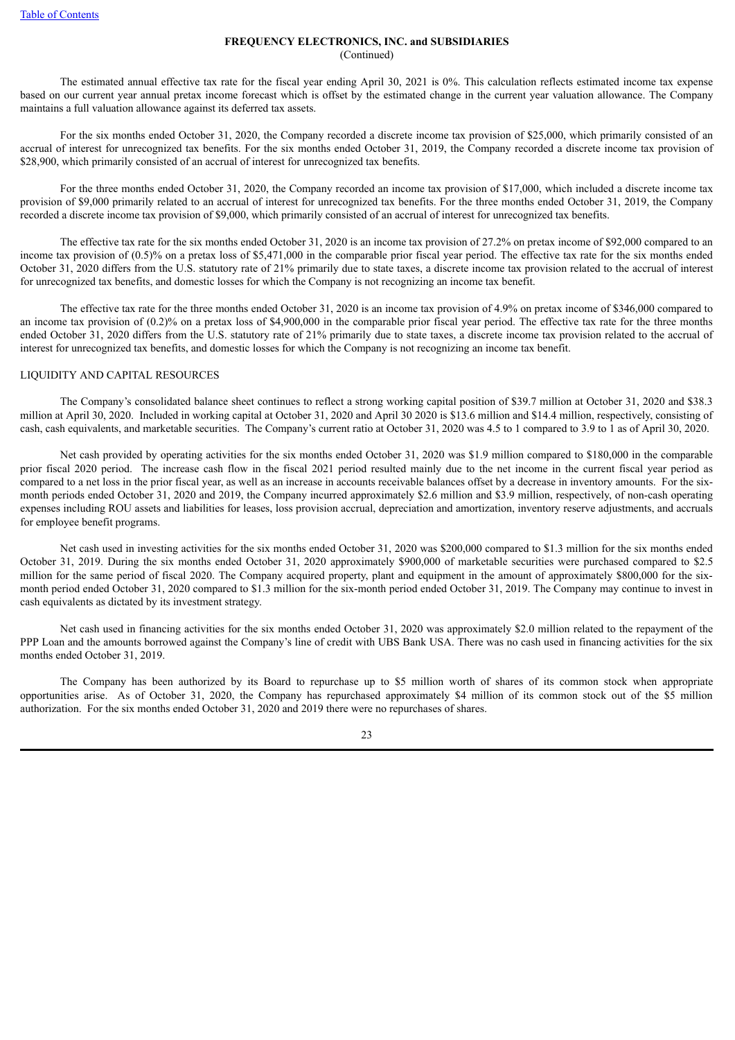**FREQUENCY ELECTRONICS, INC. and SUBSIDIARIES**
(Continued)

The estimated annual effective tax rate for the fiscal year ending April 30, 2021 is 0%. This calculation reflects estimated income tax expense based on our current year annual pretax income forecast which is offset by the estimated change in the current year valuation allowance. The Company maintains a full valuation allowance against its deferred tax assets.

For the six months ended October 31, 2020, the Company recorded a discrete income tax provision of $25,000, which primarily consisted of an accrual of interest for unrecognized tax benefits. For the six months ended October 31, 2019, the Company recorded a discrete income tax provision of $28,900, which primarily consisted of an accrual of interest for unrecognized tax benefits.

For the three months ended October 31, 2020, the Company recorded an income tax provision of $17,000, which included a discrete income tax provision of $9,000 primarily related to an accrual of interest for unrecognized tax benefits. For the three months ended October 31, 2019, the Company recorded a discrete income tax provision of $9,000, which primarily consisted of an accrual of interest for unrecognized tax benefits.

The effective tax rate for the six months ended October 31, 2020 is an income tax provision of 27.2% on pretax income of $92,000 compared to an income tax provision of (0.5)% on a pretax loss of $5,471,000 in the comparable prior fiscal year period. The effective tax rate for the six months ended October 31, 2020 differs from the U.S. statutory rate of 21% primarily due to state taxes, a discrete income tax provision related to the accrual of interest for unrecognized tax benefits, and domestic losses for which the Company is not recognizing an income tax benefit.

The effective tax rate for the three months ended October 31, 2020 is an income tax provision of 4.9% on pretax income of $346,000 compared to an income tax provision of (0.2)% on a pretax loss of $4,900,000 in the comparable prior fiscal year period. The effective tax rate for the three months ended October 31, 2020 differs from the U.S. statutory rate of 21% primarily due to state taxes, a discrete income tax provision related to the accrual of interest for unrecognized tax benefits, and domestic losses for which the Company is not recognizing an income tax benefit.

LIQUIDITY AND CAPITAL RESOURCES

The Company's consolidated balance sheet continues to reflect a strong working capital position of $39.7 million at October 31, 2020 and $38.3 million at April 30, 2020. Included in working capital at October 31, 2020 and April 30 2020 is $13.6 million and $14.4 million, respectively, consisting of cash, cash equivalents, and marketable securities. The Company's current ratio at October 31, 2020 was 4.5 to 1 compared to 3.9 to 1 as of April 30, 2020.

Net cash provided by operating activities for the six months ended October 31, 2020 was $1.9 million compared to $180,000 in the comparable prior fiscal 2020 period. The increase cash flow in the fiscal 2021 period resulted mainly due to the net income in the current fiscal year period as compared to a net loss in the prior fiscal year, as well as an increase in accounts receivable balances offset by a decrease in inventory amounts. For the six-month periods ended October 31, 2020 and 2019, the Company incurred approximately $2.6 million and $3.9 million, respectively, of non-cash operating expenses including ROU assets and liabilities for leases, loss provision accrual, depreciation and amortization, inventory reserve adjustments, and accruals for employee benefit programs.

Net cash used in investing activities for the six months ended October 31, 2020 was $200,000 compared to $1.3 million for the six months ended October 31, 2019. During the six months ended October 31, 2020 approximately $900,000 of marketable securities were purchased compared to $2.5 million for the same period of fiscal 2020. The Company acquired property, plant and equipment in the amount of approximately $800,000 for the six-month period ended October 31, 2020 compared to $1.3 million for the six-month period ended October 31, 2019. The Company may continue to invest in cash equivalents as dictated by its investment strategy.

Net cash used in financing activities for the six months ended October 31, 2020 was approximately $2.0 million related to the repayment of the PPP Loan and the amounts borrowed against the Company's line of credit with UBS Bank USA. There was no cash used in financing activities for the six months ended October 31, 2019.

The Company has been authorized by its Board to repurchase up to $5 million worth of shares of its common stock when appropriate opportunities arise. As of October 31, 2020, the Company has repurchased approximately $4 million of its common stock out of the $5 million authorization. For the six months ended October 31, 2020 and 2019 there were no repurchases of shares.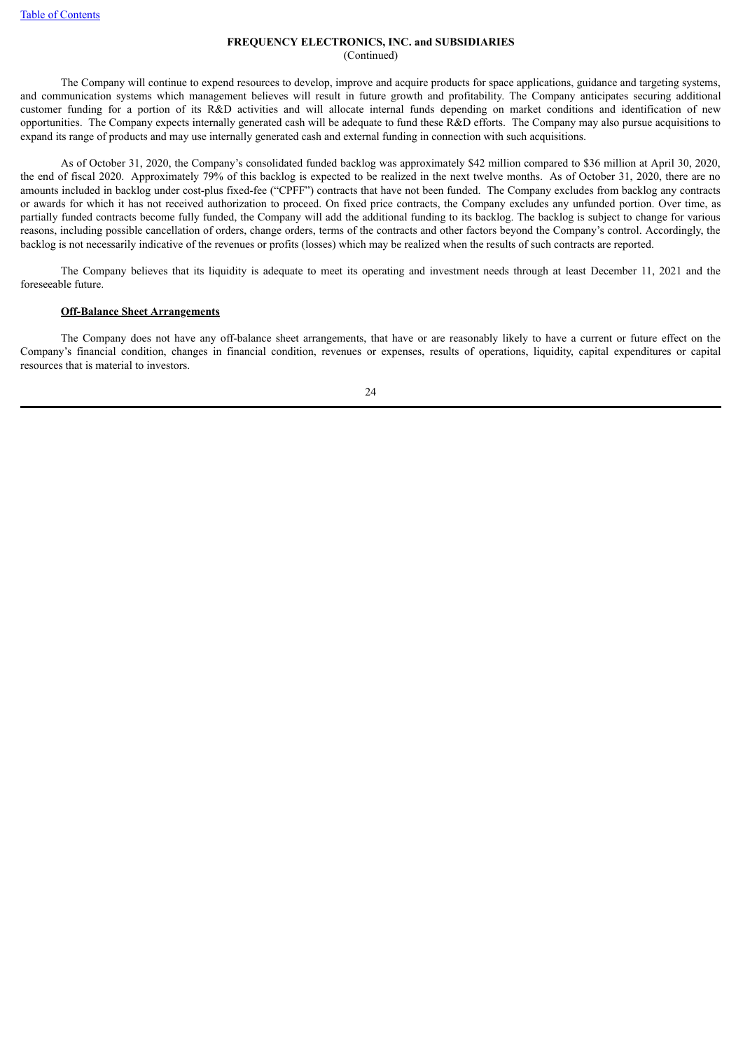The Company will continue to expend resources to develop, improve and acquire products for space applications, guidance and targeting systems, and communication systems which management believes will result in future growth and profitability. The Company anticipates securing additional customer funding for a portion of its R&D activities and will allocate internal funds depending on market conditions and identification of new opportunities. The Company expects internally generated cash will be adequate to fund these R&D efforts. The Company may also pursue acquisitions to expand its range of products and may use internally generated cash and external funding in connection with such acquisitions.

As of October 31, 2020, the Company's consolidated funded backlog was approximately $42 million compared to $36 million at April 30, 2020, the end of fiscal 2020. Approximately 79% of this backlog is expected to be realized in the next twelve months. As of October 31, 2020, there are no amounts included in backlog under cost-plus fixed-fee ("CPFF") contracts that have not been funded. The Company excludes from backlog any contracts or awards for which it has not received authorization to proceed. On fixed price contracts, the Company excludes any unfunded portion. Over time, as partially funded contracts become fully funded, the Company will add the additional funding to its backlog. The backlog is subject to change for various reasons, including possible cancellation of orders, change orders, terms of the contracts and other factors beyond the Company's control. Accordingly, the backlog is not necessarily indicative of the revenues or profits (losses) which may be realized when the results of such contracts are reported.

The Company believes that its liquidity is adequate to meet its operating and investment needs through at least December 11, 2021 and the foreseeable future.

**Off-Balance Sheet Arrangements**

The Company does not have any off-balance sheet arrangements, that have or are reasonably likely to have a current or future effect on the Company's financial condition, changes in financial condition, revenues or expenses, results of operations, liquidity, capital expenditures or capital resources that is material to investors.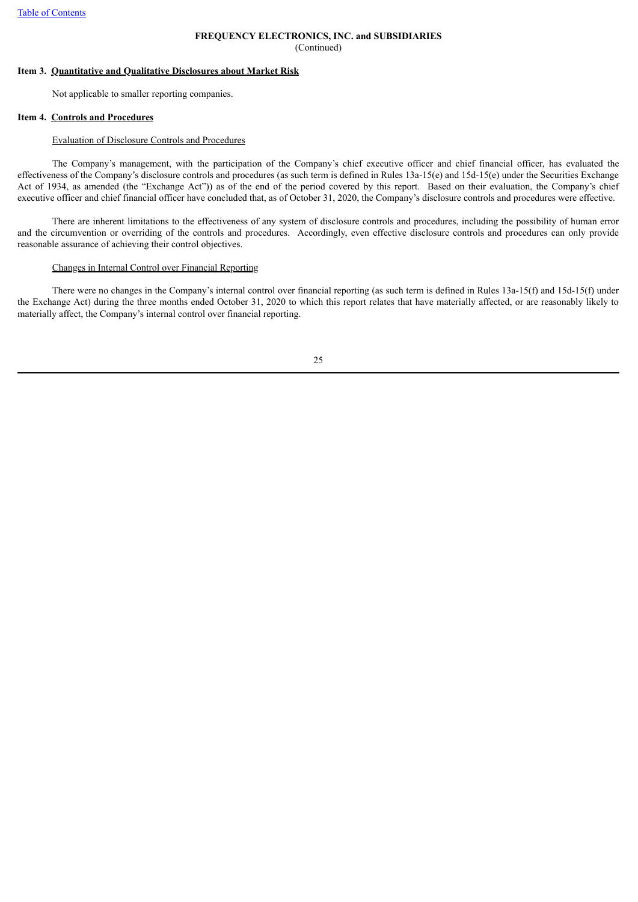## Item 3. Quantitative and Qualitative Disclosures about Market Risk

Not applicable to smaller reporting companies.

## Item 4. Controls and Procedures

### Evaluation of Disclosure Controls and Procedures

The Company's management, with the participation of the Company's chief executive officer and chief financial officer, has evaluated the effectiveness of the Company's disclosure controls and procedures (as such term is defined in Rules 13a-15(e) and 15d-15(e) under the Securities Exchange Act of 1934, as amended (the "Exchange Act")) as of the end of the period covered by this report. Based on their evaluation, the Company's chief executive officer and chief financial officer have concluded that, as of October 31, 2020, the Company's disclosure controls and procedures were effective.

There are inherent limitations to the effectiveness of any system of disclosure controls and procedures, including the possibility of human error and the circumvention or overriding of the controls and procedures. Accordingly, even effective disclosure controls and procedures can only provide reasonable assurance of achieving their control objectives.

### Changes in Internal Control over Financial Reporting

There were no changes in the Company's internal control over financial reporting (as such term is defined in Rules 13a-15(f) and 15d-15(f) under the Exchange Act) during the three months ended October 31, 2020 to which this report relates that have materially affected, or are reasonably likely to materially affect, the Company's internal control over financial reporting.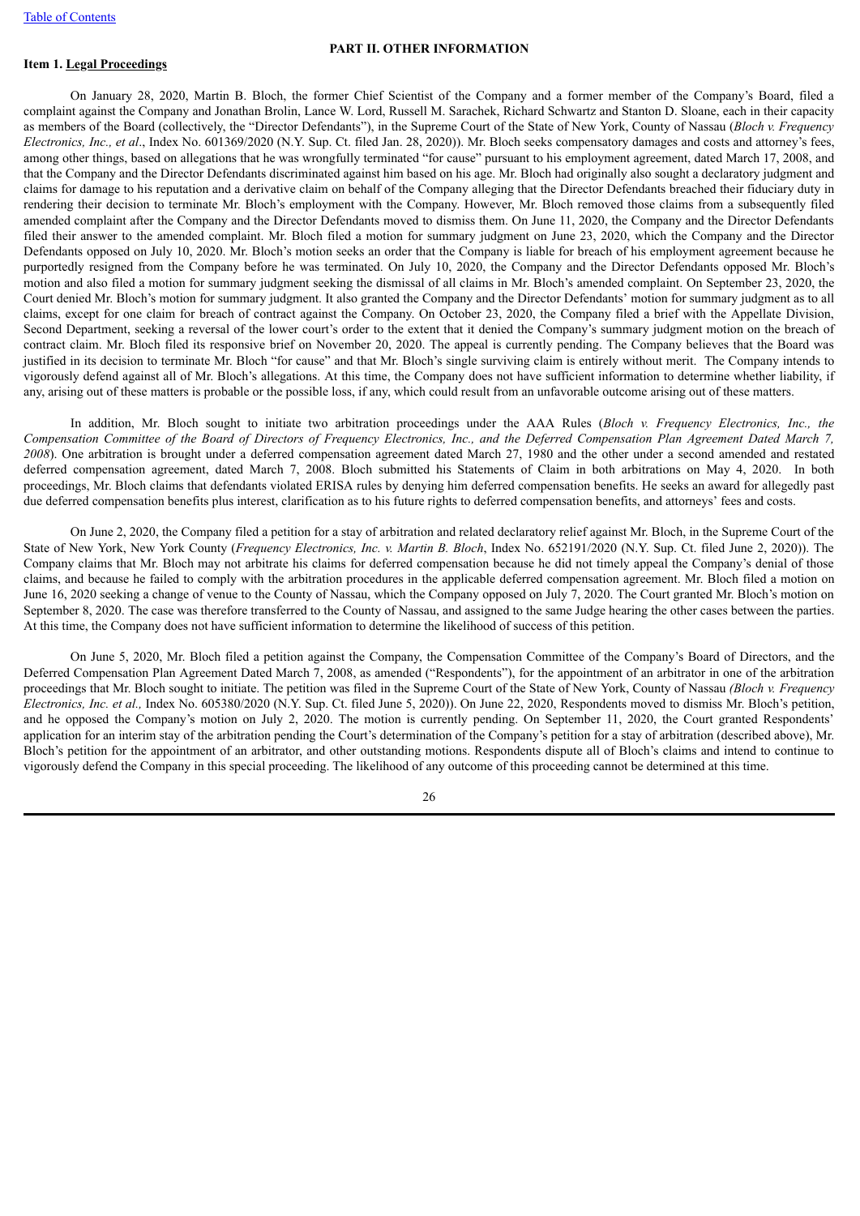## PART II. OTHER INFORMATION

### Item 1. Legal Proceedings

On January 28, 2020, Martin B. Bloch, the former Chief Scientist of the Company and a former member of the Company's Board, filed a complaint against the Company and Jonathan Brolin, Lance W. Lord, Russell M. Sarachek, Richard Schwartz and Stanton D. Sloane, each in their capacity as members of the Board (collectively, the "Director Defendants"), in the Supreme Court of the State of New York, County of Nassau (*Bloch v. Frequency Electronics, Inc., et al*., Index No. 601369/2020 (N.Y. Sup. Ct. filed Jan. 28, 2020)). Mr. Bloch seeks compensatory damages and costs and attorney's fees, among other things, based on allegations that he was wrongfully terminated "for cause" pursuant to his employment agreement, dated March 17, 2008, and that the Company and the Director Defendants discriminated against him based on his age. Mr. Bloch had originally also sought a declaratory judgment and claims for damage to his reputation and a derivative claim on behalf of the Company alleging that the Director Defendants breached their fiduciary duty in rendering their decision to terminate Mr. Bloch's employment with the Company. However, Mr. Bloch removed those claims from a subsequently filed amended complaint after the Company and the Director Defendants moved to dismiss them. On June 11, 2020, the Company and the Director Defendants filed their answer to the amended complaint. Mr. Bloch filed a motion for summary judgment on June 23, 2020, which the Company and the Director Defendants opposed on July 10, 2020. Mr. Bloch's motion seeks an order that the Company is liable for breach of his employment agreement because he purportedly resigned from the Company before he was terminated. On July 10, 2020, the Company and the Director Defendants opposed Mr. Bloch's motion and also filed a motion for summary judgment seeking the dismissal of all claims in Mr. Bloch's amended complaint. On September 23, 2020, the Court denied Mr. Bloch's motion for summary judgment. It also granted the Company and the Director Defendants' motion for summary judgment as to all claims, except for one claim for breach of contract against the Company. On October 23, 2020, the Company filed a brief with the Appellate Division, Second Department, seeking a reversal of the lower court's order to the extent that it denied the Company's summary judgment motion on the breach of contract claim. Mr. Bloch filed its responsive brief on November 20, 2020. The appeal is currently pending. The Company believes that the Board was justified in its decision to terminate Mr. Bloch "for cause" and that Mr. Bloch's single surviving claim is entirely without merit. The Company intends to vigorously defend against all of Mr. Bloch's allegations. At this time, the Company does not have sufficient information to determine whether liability, if any, arising out of these matters is probable or the possible loss, if any, which could result from an unfavorable outcome arising out of these matters.

In addition, Mr. Bloch sought to initiate two arbitration proceedings under the AAA Rules (*Bloch v. Frequency Electronics, Inc., the Compensation Committee of the Board of Directors of Frequency Electronics, Inc., and the Deferred Compensation Plan Agreement Dated March 7, 2008*). One arbitration is brought under a deferred compensation agreement dated March 27, 1980 and the other under a second amended and restated deferred compensation agreement, dated March 7, 2008. Bloch submitted his Statements of Claim in both arbitrations on May 4, 2020. In both proceedings, Mr. Bloch claims that defendants violated ERISA rules by denying him deferred compensation benefits. He seeks an award for allegedly past due deferred compensation benefits plus interest, clarification as to his future rights to deferred compensation benefits, and attorneys' fees and costs.

On June 2, 2020, the Company filed a petition for a stay of arbitration and related declaratory relief against Mr. Bloch, in the Supreme Court of the State of New York, New York County (*Frequency Electronics, Inc. v. Martin B. Bloch*, Index No. 652191/2020 (N.Y. Sup. Ct. filed June 2, 2020)). The Company claims that Mr. Bloch may not arbitrate his claims for deferred compensation because he did not timely appeal the Company's denial of those claims, and because he failed to comply with the arbitration procedures in the applicable deferred compensation agreement. Mr. Bloch filed a motion on June 16, 2020 seeking a change of venue to the County of Nassau, which the Company opposed on July 7, 2020. The Court granted Mr. Bloch's motion on September 8, 2020. The case was therefore transferred to the County of Nassau, and assigned to the same Judge hearing the other cases between the parties. At this time, the Company does not have sufficient information to determine the likelihood of success of this petition.

On June 5, 2020, Mr. Bloch filed a petition against the Company, the Compensation Committee of the Company's Board of Directors, and the Deferred Compensation Plan Agreement Dated March 7, 2008, as amended ("Respondents"), for the appointment of an arbitrator in one of the arbitration proceedings that Mr. Bloch sought to initiate. The petition was filed in the Supreme Court of the State of New York, County of Nassau *(Bloch v. Frequency Electronics, Inc. et al.,* Index No. 605380/2020 (N.Y. Sup. Ct. filed June 5, 2020)). On June 22, 2020, Respondents moved to dismiss Mr. Bloch's petition, and he opposed the Company's motion on July 2, 2020. The motion is currently pending. On September 11, 2020, the Court granted Respondents' application for an interim stay of the arbitration pending the Court's determination of the Company's petition for a stay of arbitration (described above), Mr. Bloch's petition for the appointment of an arbitrator, and other outstanding motions. Respondents dispute all of Bloch's claims and intend to continue to vigorously defend the Company in this special proceeding. The likelihood of any outcome of this proceeding cannot be determined at this time.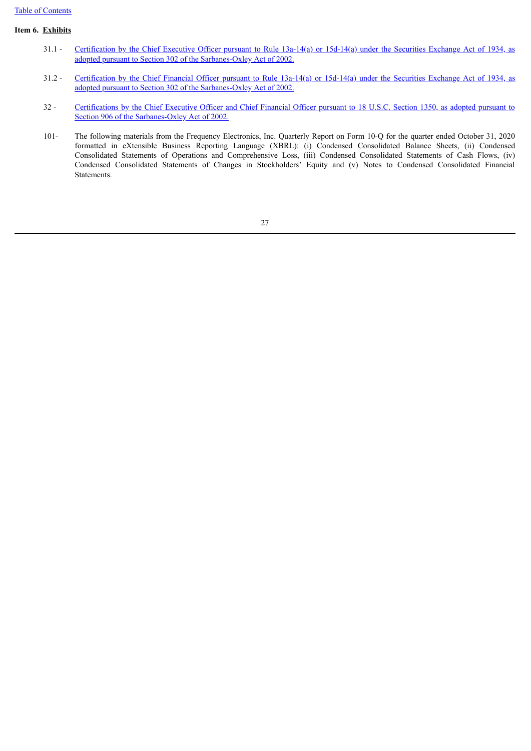### Item 6. **Exhibits**

31.1 - Certification by the Chief Executive Officer pursuant to Rule 13a-14(a) or 15d-14(a) under the Securities Exchange Act of 1934, as adopted pursuant to Section 302 of the Sarbanes-Oxley Act of 2002.

31.2 - Certification by the Chief Financial Officer pursuant to Rule 13a-14(a) or 15d-14(a) under the Securities Exchange Act of 1934, as adopted pursuant to Section 302 of the Sarbanes-Oxley Act of 2002.

32 - Certifications by the Chief Executive Officer and Chief Financial Officer pursuant to 18 U.S.C. Section 1350, as adopted pursuant to Section 906 of the Sarbanes-Oxley Act of 2002.

101- The following materials from the Frequency Electronics, Inc. Quarterly Report on Form 10-Q for the quarter ended October 31, 2020 formatted in eXtensible Business Reporting Language (XBRL): (i) Condensed Consolidated Balance Sheets, (ii) Condensed Consolidated Statements of Operations and Comprehensive Loss, (iii) Condensed Consolidated Statements of Cash Flows, (iv) Condensed Consolidated Statements of Changes in Stockholders' Equity and (v) Notes to Condensed Consolidated Financial Statements.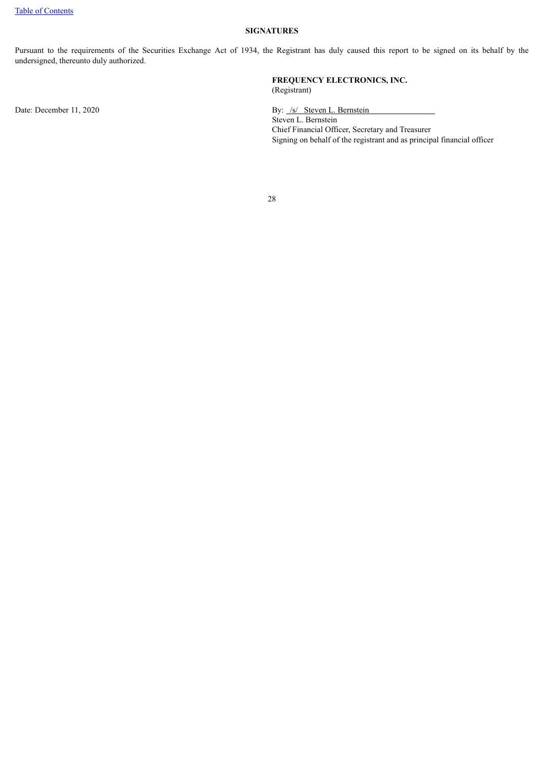## SIGNATURES

Pursuant to the requirements of the Securities Exchange Act of 1934, the Registrant has duly caused this report to be signed on its behalf by the undersigned, thereunto duly authorized.

**FREQUENCY ELECTRONICS, INC.**
(Registrant)

Date: December 11, 2020

By: /s/ Steven L. Bernstein
Steven L. Bernstein
Chief Financial Officer, Secretary and Treasurer
Signing on behalf of the registrant and as principal financial officer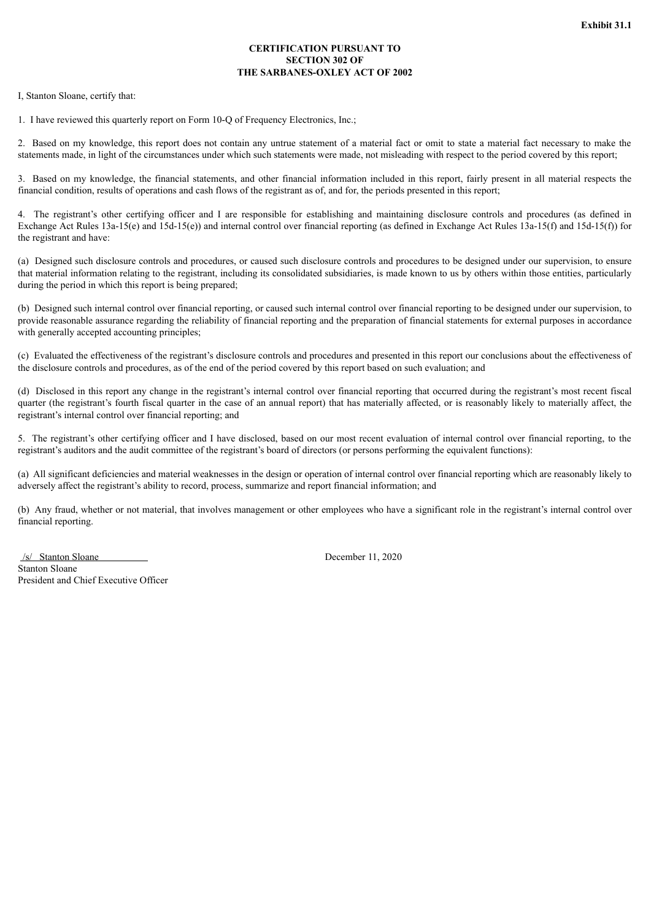**Exhibit 31.1**

**CERTIFICATION PURSUANT TO SECTION 302 OF THE SARBANES-OXLEY ACT OF 2002**

I, Stanton Sloane, certify that:

1. I have reviewed this quarterly report on Form 10-Q of Frequency Electronics, Inc.;

2. Based on my knowledge, this report does not contain any untrue statement of a material fact or omit to state a material fact necessary to make the statements made, in light of the circumstances under which such statements were made, not misleading with respect to the period covered by this report;

3. Based on my knowledge, the financial statements, and other financial information included in this report, fairly present in all material respects the financial condition, results of operations and cash flows of the registrant as of, and for, the periods presented in this report;

4. The registrant's other certifying officer and I are responsible for establishing and maintaining disclosure controls and procedures (as defined in Exchange Act Rules 13a-15(e) and 15d-15(e)) and internal control over financial reporting (as defined in Exchange Act Rules 13a-15(f) and 15d-15(f)) for the registrant and have:

(a) Designed such disclosure controls and procedures, or caused such disclosure controls and procedures to be designed under our supervision, to ensure that material information relating to the registrant, including its consolidated subsidiaries, is made known to us by others within those entities, particularly during the period in which this report is being prepared;

(b) Designed such internal control over financial reporting, or caused such internal control over financial reporting to be designed under our supervision, to provide reasonable assurance regarding the reliability of financial reporting and the preparation of financial statements for external purposes in accordance with generally accepted accounting principles;

(c) Evaluated the effectiveness of the registrant's disclosure controls and procedures and presented in this report our conclusions about the effectiveness of the disclosure controls and procedures, as of the end of the period covered by this report based on such evaluation; and

(d) Disclosed in this report any change in the registrant's internal control over financial reporting that occurred during the registrant's most recent fiscal quarter (the registrant's fourth fiscal quarter in the case of an annual report) that has materially affected, or is reasonably likely to materially affect, the registrant's internal control over financial reporting; and

5. The registrant's other certifying officer and I have disclosed, based on our most recent evaluation of internal control over financial reporting, to the registrant's auditors and the audit committee of the registrant's board of directors (or persons performing the equivalent functions):

(a) All significant deficiencies and material weaknesses in the design or operation of internal control over financial reporting which are reasonably likely to adversely affect the registrant's ability to record, process, summarize and report financial information; and

(b) Any fraud, whether or not material, that involves management or other employees who have a significant role in the registrant's internal control over financial reporting.

/s/ Stanton Sloane
Stanton Sloane
President and Chief Executive Officer

December 11, 2020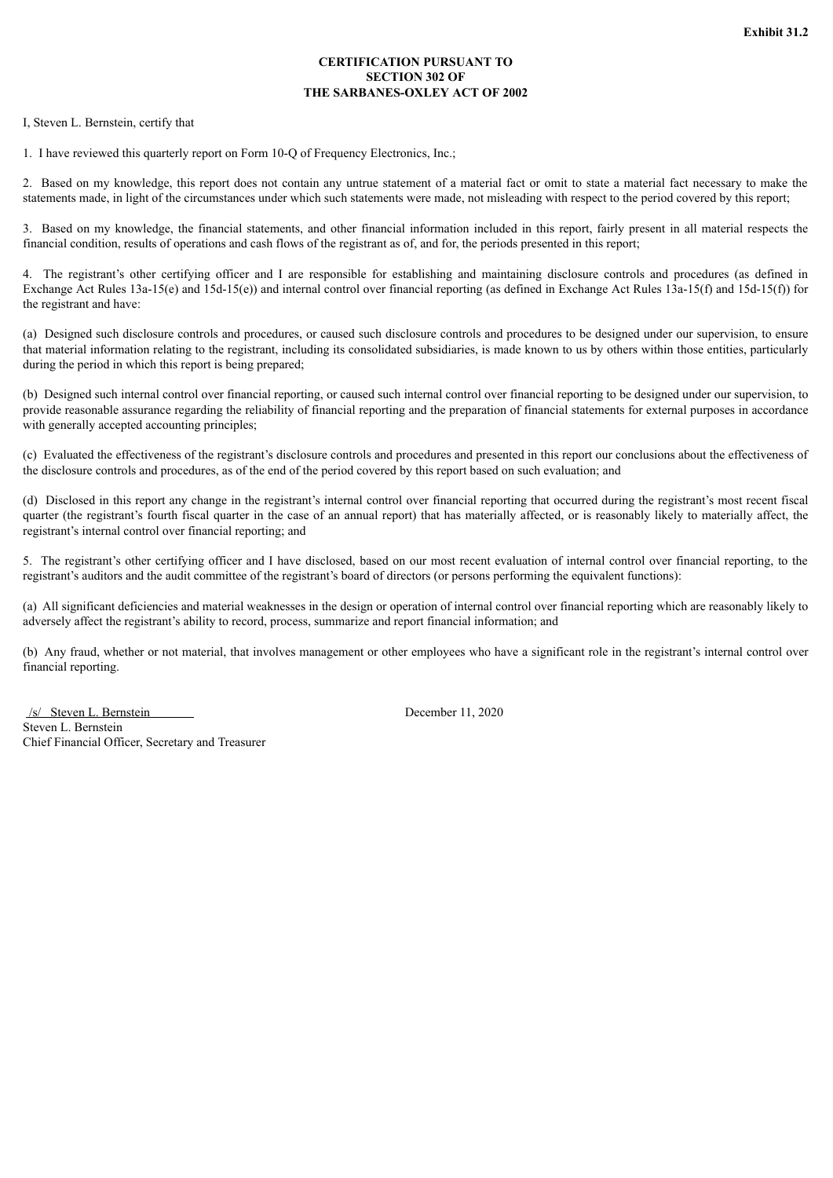**Exhibit 31.2**

**CERTIFICATION PURSUANT TO**
**SECTION 302 OF**
**THE SARBANES-OXLEY ACT OF 2002**

I, Steven L. Bernstein, certify that

1. I have reviewed this quarterly report on Form 10-Q of Frequency Electronics, Inc.;

2. Based on my knowledge, this report does not contain any untrue statement of a material fact or omit to state a material fact necessary to make the statements made, in light of the circumstances under which such statements were made, not misleading with respect to the period covered by this report;

3. Based on my knowledge, the financial statements, and other financial information included in this report, fairly present in all material respects the financial condition, results of operations and cash flows of the registrant as of, and for, the periods presented in this report;

4. The registrant's other certifying officer and I are responsible for establishing and maintaining disclosure controls and procedures (as defined in Exchange Act Rules 13a-15(e) and 15d-15(e)) and internal control over financial reporting (as defined in Exchange Act Rules 13a-15(f) and 15d-15(f)) for the registrant and have:

(a) Designed such disclosure controls and procedures, or caused such disclosure controls and procedures to be designed under our supervision, to ensure that material information relating to the registrant, including its consolidated subsidiaries, is made known to us by others within those entities, particularly during the period in which this report is being prepared;

(b) Designed such internal control over financial reporting, or caused such internal control over financial reporting to be designed under our supervision, to provide reasonable assurance regarding the reliability of financial reporting and the preparation of financial statements for external purposes in accordance with generally accepted accounting principles;

(c) Evaluated the effectiveness of the registrant's disclosure controls and procedures and presented in this report our conclusions about the effectiveness of the disclosure controls and procedures, as of the end of the period covered by this report based on such evaluation; and

(d) Disclosed in this report any change in the registrant's internal control over financial reporting that occurred during the registrant's most recent fiscal quarter (the registrant's fourth fiscal quarter in the case of an annual report) that has materially affected, or is reasonably likely to materially affect, the registrant's internal control over financial reporting; and

5. The registrant's other certifying officer and I have disclosed, based on our most recent evaluation of internal control over financial reporting, to the registrant's auditors and the audit committee of the registrant's board of directors (or persons performing the equivalent functions):

(a) All significant deficiencies and material weaknesses in the design or operation of internal control over financial reporting which are reasonably likely to adversely affect the registrant's ability to record, process, summarize and report financial information; and

(b) Any fraud, whether or not material, that involves management or other employees who have a significant role in the registrant's internal control over financial reporting.

/s/ Steven L. Bernstein
Steven L. Bernstein
Chief Financial Officer, Secretary and Treasurer

December 11, 2020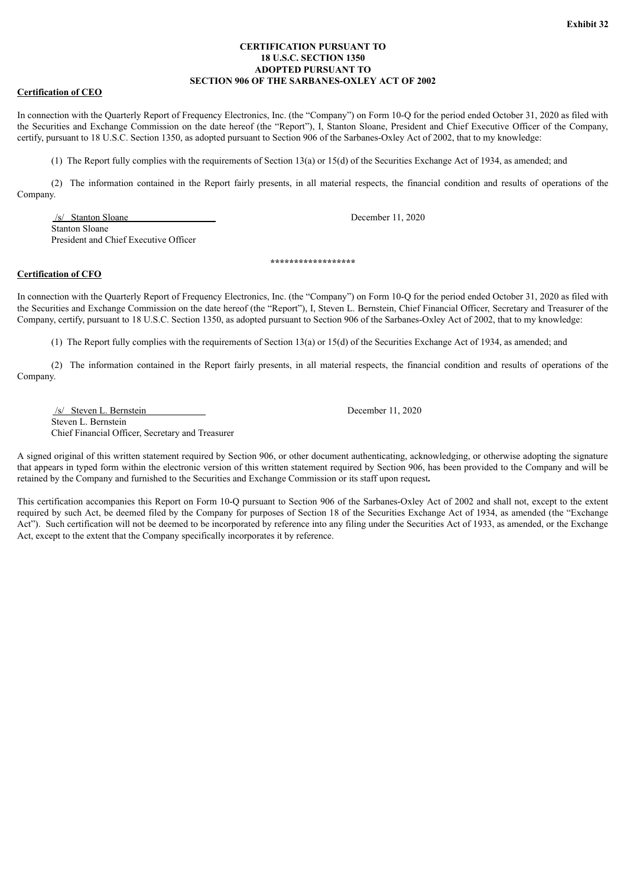**Exhibit 32**

**CERTIFICATION PURSUANT TO**
**18 U.S.C. SECTION 1350**
**ADOPTED PURSUANT TO**
**SECTION 906 OF THE SARBANES-OXLEY ACT OF 2002**

**Certification of CEO**

In connection with the Quarterly Report of Frequency Electronics, Inc. (the "Company") on Form 10-Q for the period ended October 31, 2020 as filed with the Securities and Exchange Commission on the date hereof (the "Report"), I, Stanton Sloane, President and Chief Executive Officer of the Company, certify, pursuant to 18 U.S.C. Section 1350, as adopted pursuant to Section 906 of the Sarbanes-Oxley Act of 2002, that to my knowledge:

(1) The Report fully complies with the requirements of Section 13(a) or 15(d) of the Securities Exchange Act of 1934, as amended; and

(2) The information contained in the Report fairly presents, in all material respects, the financial condition and results of operations of the Company.

/s/ Stanton Sloane
Stanton Sloane
President and Chief Executive Officer

December 11, 2020

******************

**Certification of CFO**

In connection with the Quarterly Report of Frequency Electronics, Inc. (the "Company") on Form 10-Q for the period ended October 31, 2020 as filed with the Securities and Exchange Commission on the date hereof (the "Report"), I, Steven L. Bernstein, Chief Financial Officer, Secretary and Treasurer of the Company, certify, pursuant to 18 U.S.C. Section 1350, as adopted pursuant to Section 906 of the Sarbanes-Oxley Act of 2002, that to my knowledge:

(1) The Report fully complies with the requirements of Section 13(a) or 15(d) of the Securities Exchange Act of 1934, as amended; and

(2) The information contained in the Report fairly presents, in all material respects, the financial condition and results of operations of the Company.

/s/ Steven L. Bernstein
Steven L. Bernstein
Chief Financial Officer, Secretary and Treasurer

December 11, 2020

A signed original of this written statement required by Section 906, or other document authenticating, acknowledging, or otherwise adopting the signature that appears in typed form within the electronic version of this written statement required by Section 906, has been provided to the Company and will be retained by the Company and furnished to the Securities and Exchange Commission or its staff upon request.

This certification accompanies this Report on Form 10-Q pursuant to Section 906 of the Sarbanes-Oxley Act of 2002 and shall not, except to the extent required by such Act, be deemed filed by the Company for purposes of Section 18 of the Securities Exchange Act of 1934, as amended (the "Exchange Act"). Such certification will not be deemed to be incorporated by reference into any filing under the Securities Act of 1933, as amended, or the Exchange Act, except to the extent that the Company specifically incorporates it by reference.